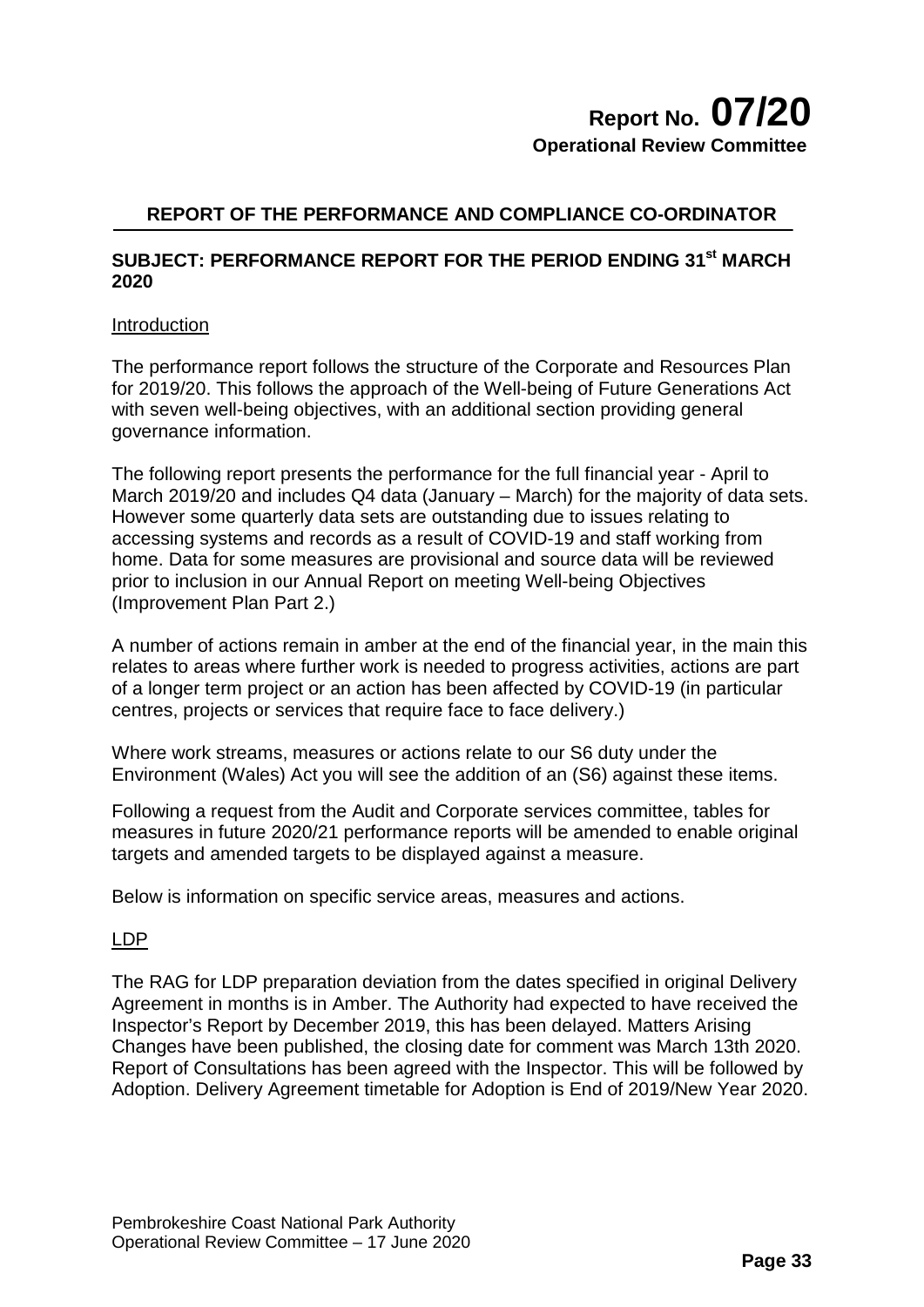# Report No. 07/20

**Operational Review Committee**

## REPORT OF THE PERFORMANCE AND COMPLIANCE CO-ORDINATOR

### SUBJECT: PERFORMANCE REPORT FOR THE PERIOD ENDING 31st MARCH 2020

<u>Introduction</u>

The performance report follows the structure of the Corporate and Resources Plan for 2019/20. This follows the approach of the Well-being of Future Generations Act with seven well-being objectives, with an additional section providing general governance information.

The following report presents the performance for the full financial year - April to March 2019/20 and includes Q4 data (January – March) for the majority of data sets. However some quarterly data sets are outstanding due to issues relating to accessing systems and records as a result of COVID-19 and staff working from home. Data for some measures are provisional and source data will be reviewed prior to inclusion in our Annual Report on meeting Well-being Objectives (Improvement Plan Part 2.)

A number of actions remain in amber at the end of the financial year, in the main this relates to areas where further work is needed to progress activities, actions are part of a longer term project or an action has been affected by COVID-19 (in particular centres, projects or services that require face to face delivery.)

Where work streams, measures or actions relate to our S6 duty under the Environment (Wales) Act you will see the addition of an (S6) against these items.

Following a request from the Audit and Corporate services committee, tables for measures in future 2020/21 performance reports will be amended to enable original targets and amended targets to be displayed against a measure.

Below is information on specific service areas, measures and actions.

<u>LDP</u>

The RAG for LDP preparation deviation from the dates specified in original Delivery Agreement in months is in Amber. The Authority had expected to have received the Inspector's Report by December 2019, this has been delayed. Matters Arising Changes have been published, the closing date for comment was March 13th 2020. Report of Consultations has been agreed with the Inspector. This will be followed by Adoption. Delivery Agreement timetable for Adoption is End of 2019/New Year 2020.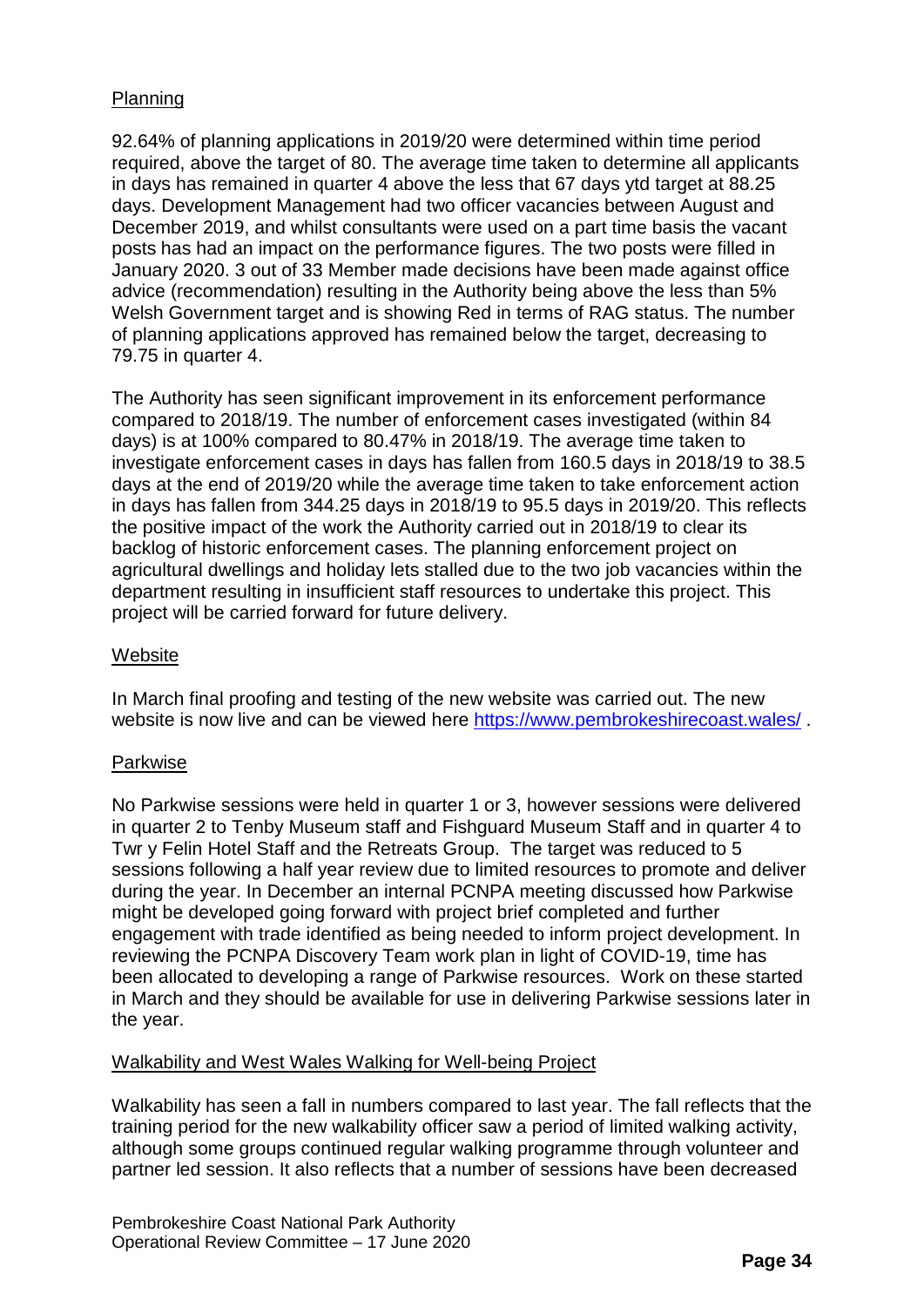Planning

92.64% of planning applications in 2019/20 were determined within time period required, above the target of 80. The average time taken to determine all applicants in days has remained in quarter 4 above the less that 67 days ytd target at 88.25 days. Development Management had two officer vacancies between August and December 2019, and whilst consultants were used on a part time basis the vacant posts has had an impact on the performance figures. The two posts were filled in January 2020. 3 out of 33 Member made decisions have been made against office advice (recommendation) resulting in the Authority being above the less than 5% Welsh Government target and is showing Red in terms of RAG status. The number of planning applications approved has remained below the target, decreasing to 79.75 in quarter 4.

The Authority has seen significant improvement in its enforcement performance compared to 2018/19. The number of enforcement cases investigated (within 84 days) is at 100% compared to 80.47% in 2018/19. The average time taken to investigate enforcement cases in days has fallen from 160.5 days in 2018/19 to 38.5 days at the end of 2019/20 while the average time taken to take enforcement action in days has fallen from 344.25 days in 2018/19 to 95.5 days in 2019/20. This reflects the positive impact of the work the Authority carried out in 2018/19 to clear its backlog of historic enforcement cases. The planning enforcement project on agricultural dwellings and holiday lets stalled due to the two job vacancies within the department resulting in insufficient staff resources to undertake this project. This project will be carried forward for future delivery.

Website

In March final proofing and testing of the new website was carried out. The new website is now live and can be viewed here https://www.pembrokeshirecoast.wales/ .

Parkwise

No Parkwise sessions were held in quarter 1 or 3, however sessions were delivered in quarter 2 to Tenby Museum staff and Fishguard Museum Staff and in quarter 4 to Twr y Felin Hotel Staff and the Retreats Group. The target was reduced to 5 sessions following a half year review due to limited resources to promote and deliver during the year. In December an internal PCNPA meeting discussed how Parkwise might be developed going forward with project brief completed and further engagement with trade identified as being needed to inform project development. In reviewing the PCNPA Discovery Team work plan in light of COVID-19, time has been allocated to developing a range of Parkwise resources. Work on these started in March and they should be available for use in delivering Parkwise sessions later in the year.

Walkability and West Wales Walking for Well-being Project

Walkability has seen a fall in numbers compared to last year. The fall reflects that the training period for the new walkability officer saw a period of limited walking activity, although some groups continued regular walking programme through volunteer and partner led session. It also reflects that a number of sessions have been decreased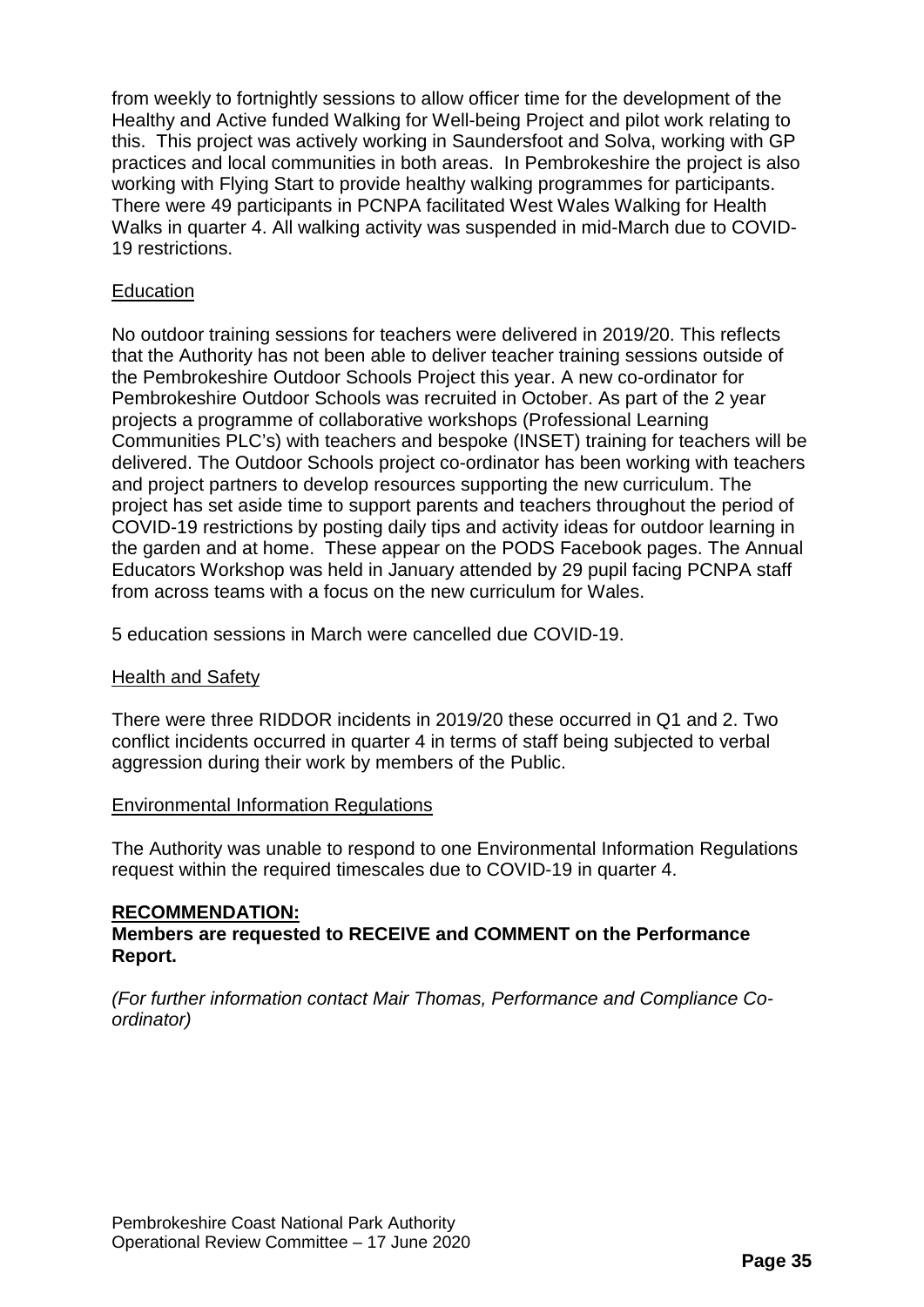from weekly to fortnightly sessions to allow officer time for the development of the Healthy and Active funded Walking for Well-being Project and pilot work relating to this. This project was actively working in Saundersfoot and Solva, working with GP practices and local communities in both areas. In Pembrokeshire the project is also working with Flying Start to provide healthy walking programmes for participants. There were 49 participants in PCNPA facilitated West Wales Walking for Health Walks in quarter 4. All walking activity was suspended in mid-March due to COVID-19 restrictions.

Education

No outdoor training sessions for teachers were delivered in 2019/20. This reflects that the Authority has not been able to deliver teacher training sessions outside of the Pembrokeshire Outdoor Schools Project this year. A new co-ordinator for Pembrokeshire Outdoor Schools was recruited in October. As part of the 2 year projects a programme of collaborative workshops (Professional Learning Communities PLC's) with teachers and bespoke (INSET) training for teachers will be delivered. The Outdoor Schools project co-ordinator has been working with teachers and project partners to develop resources supporting the new curriculum. The project has set aside time to support parents and teachers throughout the period of COVID-19 restrictions by posting daily tips and activity ideas for outdoor learning in the garden and at home. These appear on the PODS Facebook pages. The Annual Educators Workshop was held in January attended by 29 pupil facing PCNPA staff from across teams with a focus on the new curriculum for Wales.

5 education sessions in March were cancelled due COVID-19.

Health and Safety

There were three RIDDOR incidents in 2019/20 these occurred in Q1 and 2. Two conflict incidents occurred in quarter 4 in terms of staff being subjected to verbal aggression during their work by members of the Public.

Environmental Information Regulations

The Authority was unable to respond to one Environmental Information Regulations request within the required timescales due to COVID-19 in quarter 4.

**RECOMMENDATION:**

**Members are requested to RECEIVE and COMMENT on the Performance Report.**

*(For further information contact Mair Thomas, Performance and Compliance Co-ordinator)*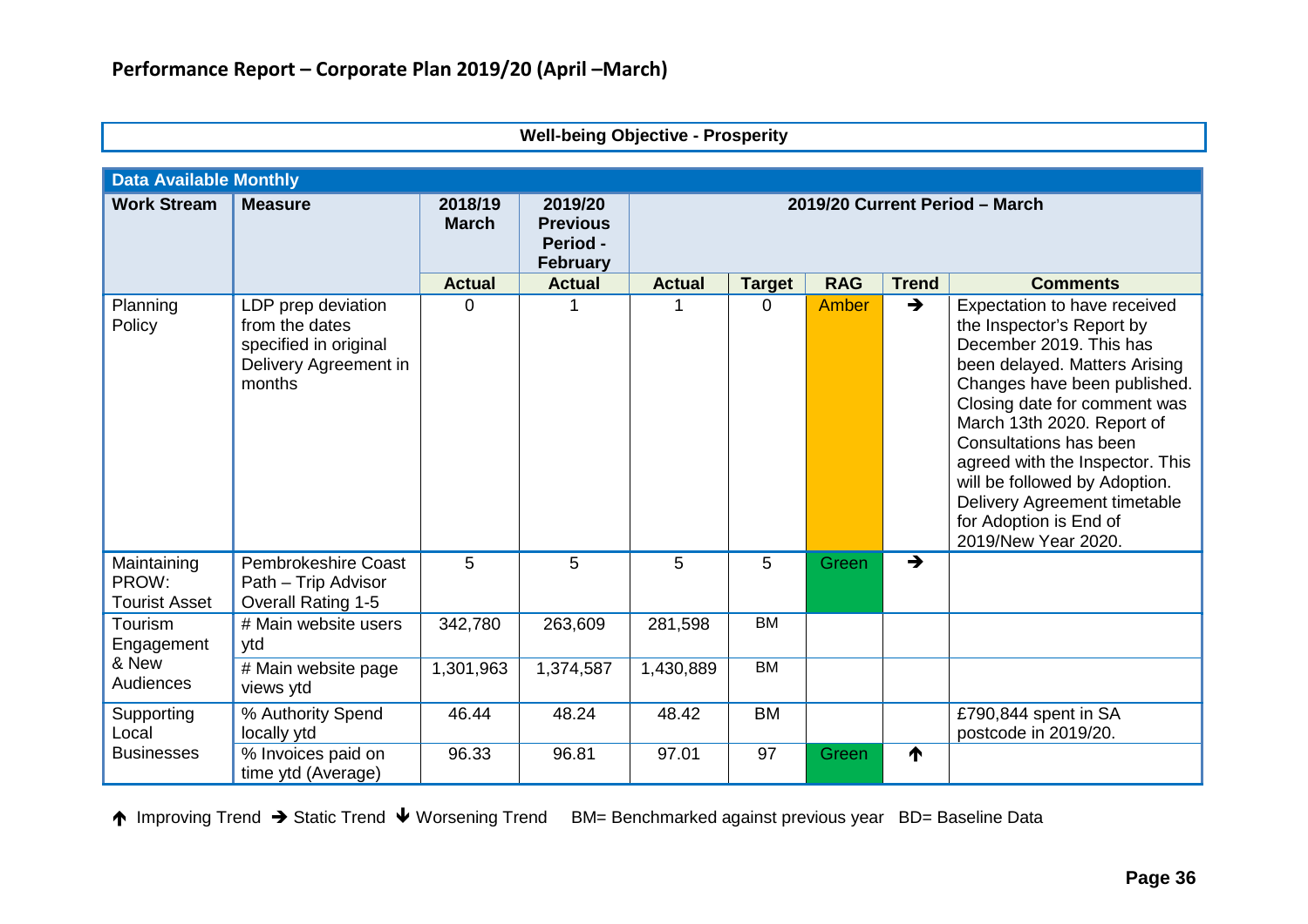## Performance Report – Corporate Plan 2019/20 (April –March)

**Well-being Objective - Prosperity**

| Data Available Monthly | | | | | | | | |
|---|---|---|---|---|---|---|---|---|
| **Work Stream** | **Measure** | **2018/19 March** | **2019/20 Previous Period - February** | **2019/20 Current Period – March** | | | | |
| | | **Actual** | **Actual** | **Actual** | **Target** | **RAG** | **Trend** | **Comments** |
| Planning Policy | LDP prep deviation from the dates specified in original Delivery Agreement in months | 0 | 1 | 1 | 0 | Amber | → | Expectation to have received the Inspector's Report by December 2019. This has been delayed. Matters Arising Changes have been published. Closing date for comment was March 13th 2020. Report of Consultations has been agreed with the Inspector. This will be followed by Adoption. Delivery Agreement timetable for Adoption is End of 2019/New Year 2020. |
| Maintaining PROW: Tourist Asset | Pembrokeshire Coast Path – Trip Advisor Overall Rating 1-5 | 5 | 5 | 5 | 5 | Green | → | |
| Tourism Engagement & New Audiences | # Main website users ytd | 342,780 | 263,609 | 281,598 | BM | | | |
| | # Main website page views ytd | 1,301,963 | 1,374,587 | 1,430,889 | BM | | | |
| Supporting Local Businesses | % Authority Spend locally ytd | 46.44 | 48.24 | 48.42 | BM | | | £790,844 spent in SA postcode in 2019/20. |
| | % Invoices paid on time ytd (Average) | 96.33 | 96.81 | 97.01 | 97 | Green | ↑ | |

↑ Improving Trend → Static Trend ↓ Worsening Trend BM= Benchmarked against previous year BD= Baseline Data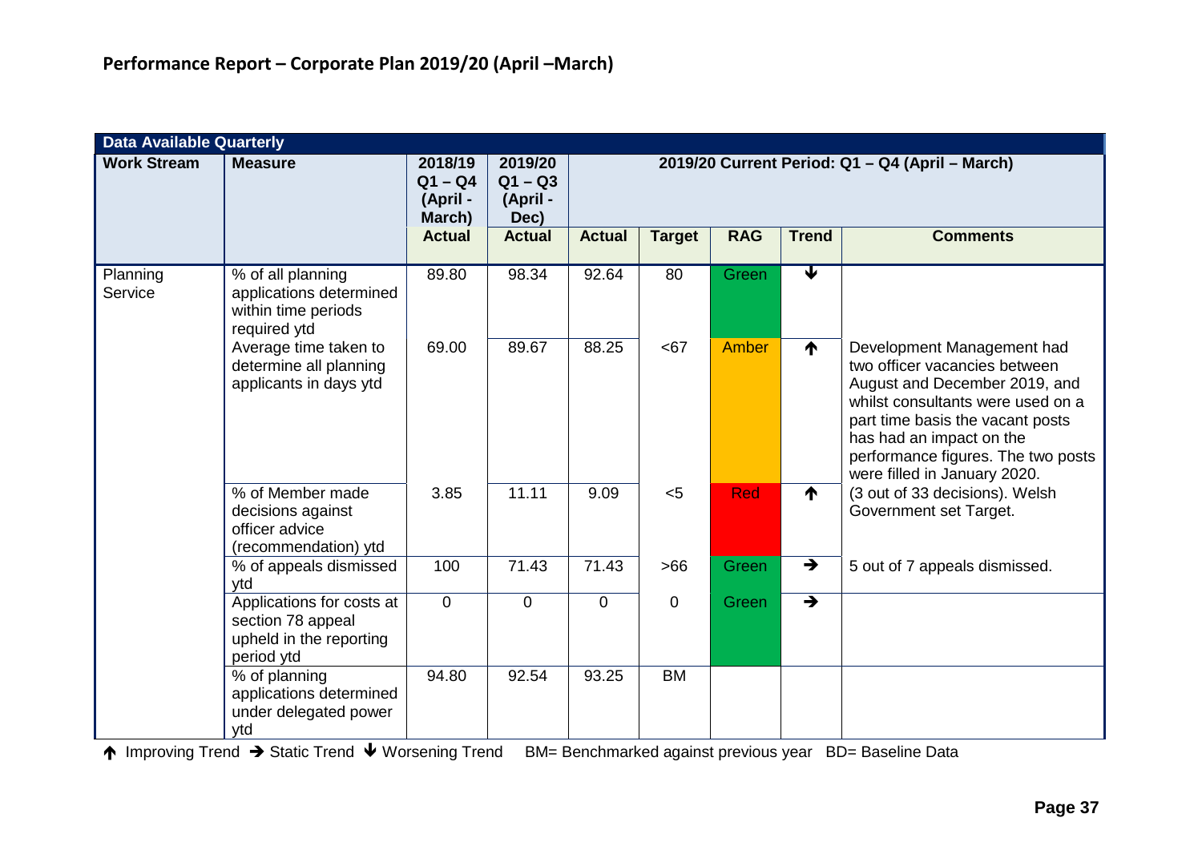# Performance Report – Corporate Plan 2019/20 (April –March)

| Data Available Quarterly | | | | | | | | |
|---|---|---|---|---|---|---|---|---|
| **Work Stream** | **Measure** | **2018/19 Q1 – Q4 (April - March)** | **2019/20 Q1 – Q3 (April - Dec)** | **2019/20 Current Period: Q1 – Q4 (April – March)** | | | | |
| | | **Actual** | **Actual** | **Actual** | **Target** | **RAG** | **Trend** | **Comments** |
| Planning Service | % of all planning applications determined within time periods required ytd | 89.80 | 98.34 | 92.64 | 80 | Green | ↓ | |
| | Average time taken to determine all planning applicants in days ytd | 69.00 | 89.67 | 88.25 | <67 | Amber | ↑ | Development Management had two officer vacancies between August and December 2019, and whilst consultants were used on a part time basis the vacant posts has had an impact on the performance figures. The two posts were filled in January 2020. |
| | % of Member made decisions against officer advice (recommendation) ytd | 3.85 | 11.11 | 9.09 | <5 | Red | ↑ | (3 out of 33 decisions). Welsh Government set Target. |
| | % of appeals dismissed ytd | 100 | 71.43 | 71.43 | >66 | Green | → | 5 out of 7 appeals dismissed. |
| | Applications for costs at section 78 appeal upheld in the reporting period ytd | 0 | 0 | 0 | 0 | Green | → | |
| | % of planning applications determined under delegated power ytd | 94.80 | 92.54 | 93.25 | BM | | | |

↑ Improving Trend → Static Trend ↓ Worsening Trend BM= Benchmarked against previous year BD= Baseline Data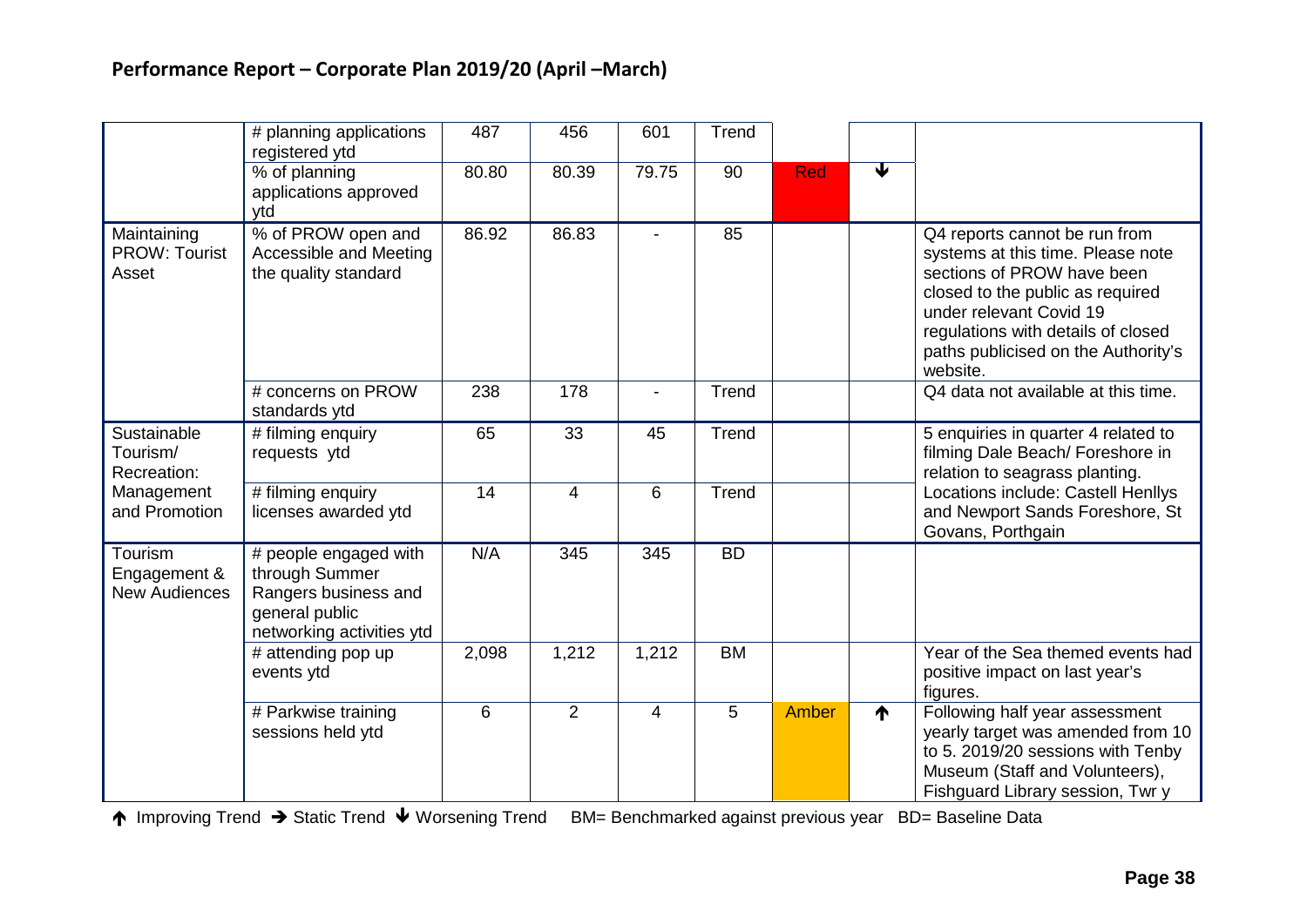## Performance Report – Corporate Plan 2019/20 (April –March)

| | | | | | | | | |
|---|---|---|---|---|---|---|---|---|
| | # planning applications registered ytd | 487 | 456 | 601 | Trend | | | |
| | % of planning applications approved ytd | 80.80 | 80.39 | 79.75 | 90 | Red | ↓ | |
| Maintaining PROW: Tourist Asset | % of PROW open and Accessible and Meeting the quality standard | 86.92 | 86.83 | - | 85 | | | Q4 reports cannot be run from systems at this time. Please note sections of PROW have been closed to the public as required under relevant Covid 19 regulations with details of closed paths publicised on the Authority's website. |
| | # concerns on PROW standards ytd | 238 | 178 | - | Trend | | | Q4 data not available at this time. |
| Sustainable Tourism/ Recreation: Management and Promotion | # filming enquiry requests ytd | 65 | 33 | 45 | Trend | | | 5 enquiries in quarter 4 related to filming Dale Beach/ Foreshore in relation to seagrass planting. Locations include: Castell Henllys and Newport Sands Foreshore, St Govans, Porthgain |
| | # filming enquiry licenses awarded ytd | 14 | 4 | 6 | Trend | | | |
| Tourism Engagement & New Audiences | # people engaged with through Summer Rangers business and general public networking activities ytd | N/A | 345 | 345 | BD | | | |
| | # attending pop up events ytd | 2,098 | 1,212 | 1,212 | BM | | | Year of the Sea themed events had positive impact on last year's figures. |
| | # Parkwise training sessions held ytd | 6 | 2 | 4 | 5 | Amber | ↑ | Following half year assessment yearly target was amended from 10 to 5. 2019/20 sessions with Tenby Museum (Staff and Volunteers), Fishguard Library session, Twr y |

↑ Improving Trend → Static Trend ↓ Worsening Trend BM= Benchmarked against previous year BD= Baseline Data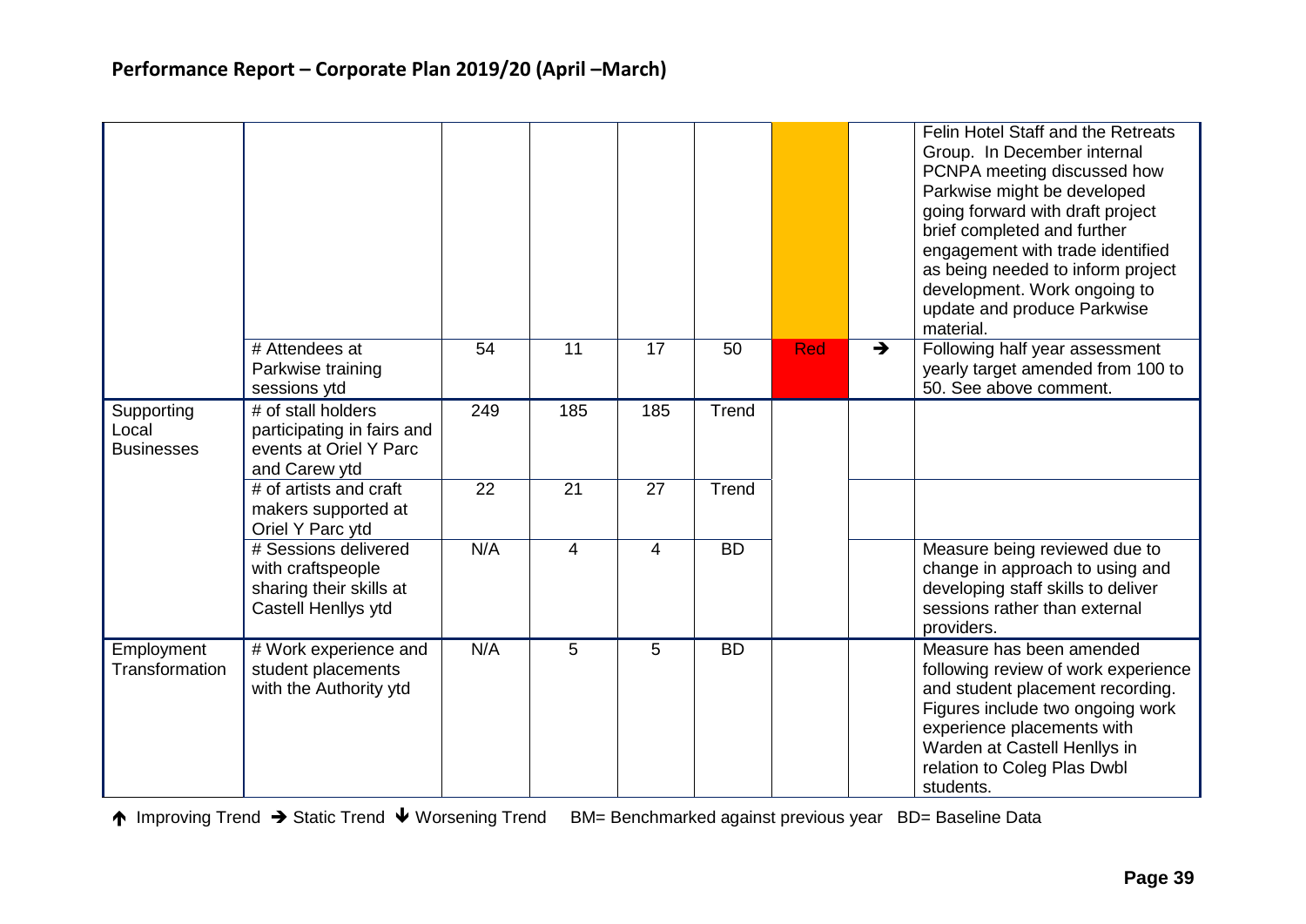## Performance Report – Corporate Plan 2019/20 (April –March)

| | | | | | | | | |
|---|---|---|---|---|---|---|---|---|
| | | | | | | | | Felin Hotel Staff and the Retreats Group. In December internal PCNPA meeting discussed how Parkwise might be developed going forward with draft project brief completed and further engagement with trade identified as being needed to inform project development. Work ongoing to update and produce Parkwise material. |
| | # Attendees at Parkwise training sessions ytd | 54 | 11 | 17 | 50 | Red | → | Following half year assessment yearly target amended from 100 to 50. See above comment. |
| Supporting Local Businesses | # of stall holders participating in fairs and events at Oriel Y Parc and Carew ytd | 249 | 185 | 185 | Trend | | | |
| | # of artists and craft makers supported at Oriel Y Parc ytd | 22 | 21 | 27 | Trend | | | |
| | # Sessions delivered with craftspeople sharing their skills at Castell Henllys ytd | N/A | 4 | 4 | BD | | | Measure being reviewed due to change in approach to using and developing staff skills to deliver sessions rather than external providers. |
| Employment Transformation | # Work experience and student placements with the Authority ytd | N/A | 5 | 5 | BD | | | Measure has been amended following review of work experience and student placement recording. Figures include two ongoing work experience placements with Warden at Castell Henllys in relation to Coleg Plas Dwbl students. |

↑ Improving Trend → Static Trend ↓ Worsening Trend BM= Benchmarked against previous year BD= Baseline Data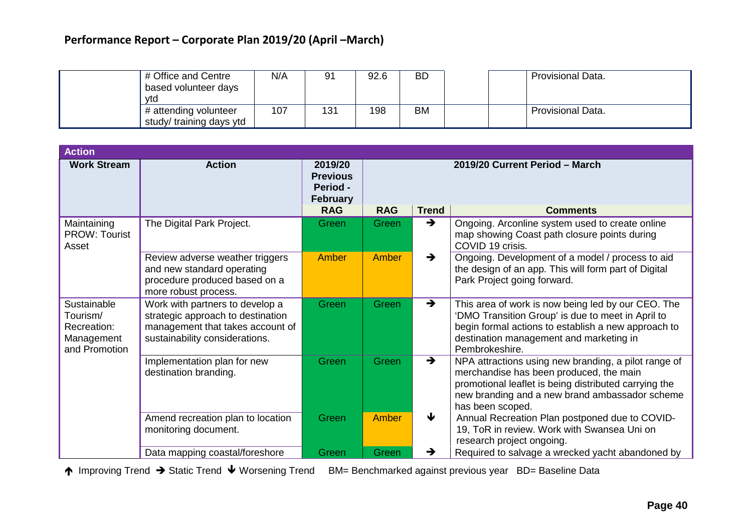## Performance Report – Corporate Plan 2019/20 (April –March)

| | | | | | | | | |
|---|---|---|---|---|---|---|---|---|
| | # Office and Centre based volunteer days ytd | N/A | 91 | 92.6 | BD | | | Provisional Data. |
| | # attending volunteer study/ training days ytd | 107 | 131 | 198 | BM | | | Provisional Data. |

**Action**

| Work Stream | Action | 2019/20 Previous Period - February | 2019/20 Current Period – March | | |
|---|---|---|---|---|---|
| | | RAG | RAG | Trend | Comments |
| Maintaining PROW: Tourist Asset | The Digital Park Project. | Green | Green | → | Ongoing. Arconline system used to create online map showing Coast path closure points during COVID 19 crisis. |
| | Review adverse weather triggers and new standard operating procedure produced based on a more robust process. | Amber | Amber | → | Ongoing. Development of a model / process to aid the design of an app. This will form part of Digital Park Project going forward. |
| Sustainable Tourism/ Recreation: Management and Promotion | Work with partners to develop a strategic approach to destination management that takes account of sustainability considerations. | Green | Green | → | This area of work is now being led by our CEO. The 'DMO Transition Group' is due to meet in April to begin formal actions to establish a new approach to destination management and marketing in Pembrokeshire. |
| | Implementation plan for new destination branding. | Green | Green | → | NPA attractions using new branding, a pilot range of merchandise has been produced, the main promotional leaflet is being distributed carrying the new branding and a new brand ambassador scheme has been scoped. |
| | Amend recreation plan to location monitoring document. | Green | Amber | ↓ | Annual Recreation Plan postponed due to COVID-19, ToR in review. Work with Swansea Uni on research project ongoing. |
| | Data mapping coastal/foreshore | Green | Green | → | Required to salvage a wrecked yacht abandoned by |

↑ Improving Trend → Static Trend ↓ Worsening Trend BM= Benchmarked against previous year BD= Baseline Data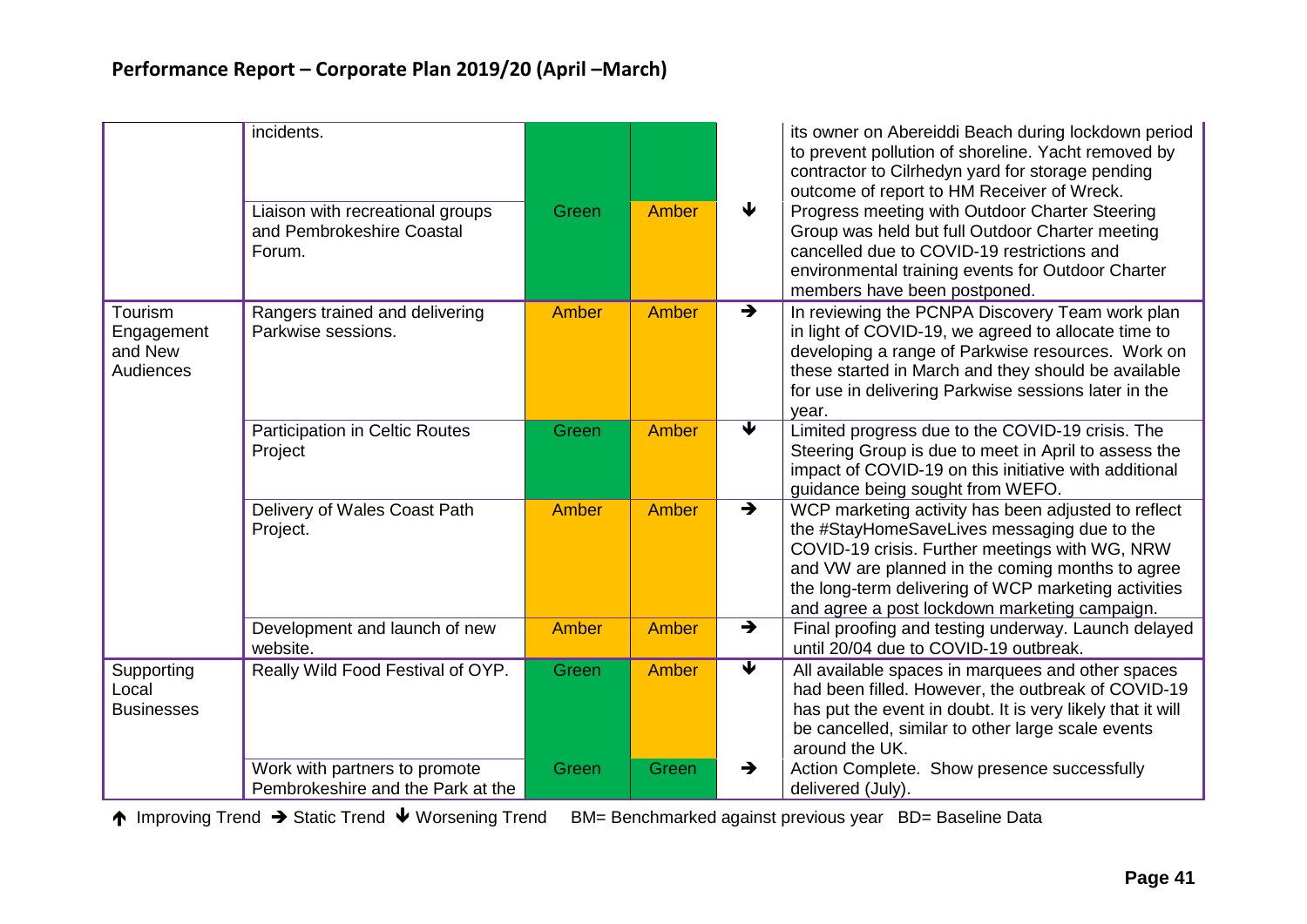## Performance Report – Corporate Plan 2019/20 (April –March)

| | | | | | |
|---|---|---|---|---|---|
| | incidents. | | | | its owner on Abereiddi Beach during lockdown period to prevent pollution of shoreline. Yacht removed by contractor to Cilrhedyn yard for storage pending outcome of report to HM Receiver of Wreck. |
| | Liaison with recreational groups and Pembrokeshire Coastal Forum. | Green | Amber | ↓ | Progress meeting with Outdoor Charter Steering Group was held but full Outdoor Charter meeting cancelled due to COVID-19 restrictions and environmental training events for Outdoor Charter members have been postponed. |
| Tourism Engagement and New Audiences | Rangers trained and delivering Parkwise sessions. | Amber | Amber | → | In reviewing the PCNPA Discovery Team work plan in light of COVID-19, we agreed to allocate time to developing a range of Parkwise resources. Work on these started in March and they should be available for use in delivering Parkwise sessions later in the year. |
| | Participation in Celtic Routes Project | Green | Amber | ↓ | Limited progress due to the COVID-19 crisis. The Steering Group is due to meet in April to assess the impact of COVID-19 on this initiative with additional guidance being sought from WEFO. |
| | Delivery of Wales Coast Path Project. | Amber | Amber | → | WCP marketing activity has been adjusted to reflect the #StayHomeSaveLives messaging due to the COVID-19 crisis. Further meetings with WG, NRW and VW are planned in the coming months to agree the long-term delivering of WCP marketing activities and agree a post lockdown marketing campaign. |
| | Development and launch of new website. | Amber | Amber | → | Final proofing and testing underway. Launch delayed until 20/04 due to COVID-19 outbreak. |
| Supporting Local Businesses | Really Wild Food Festival of OYP. | Green | Amber | ↓ | All available spaces in marquees and other spaces had been filled. However, the outbreak of COVID-19 has put the event in doubt. It is very likely that it will be cancelled, similar to other large scale events around the UK. |
| | Work with partners to promote Pembrokeshire and the Park at the | Green | Green | → | Action Complete. Show presence successfully delivered (July). |

↑ Improving Trend → Static Trend ↓ Worsening Trend BM= Benchmarked against previous year BD= Baseline Data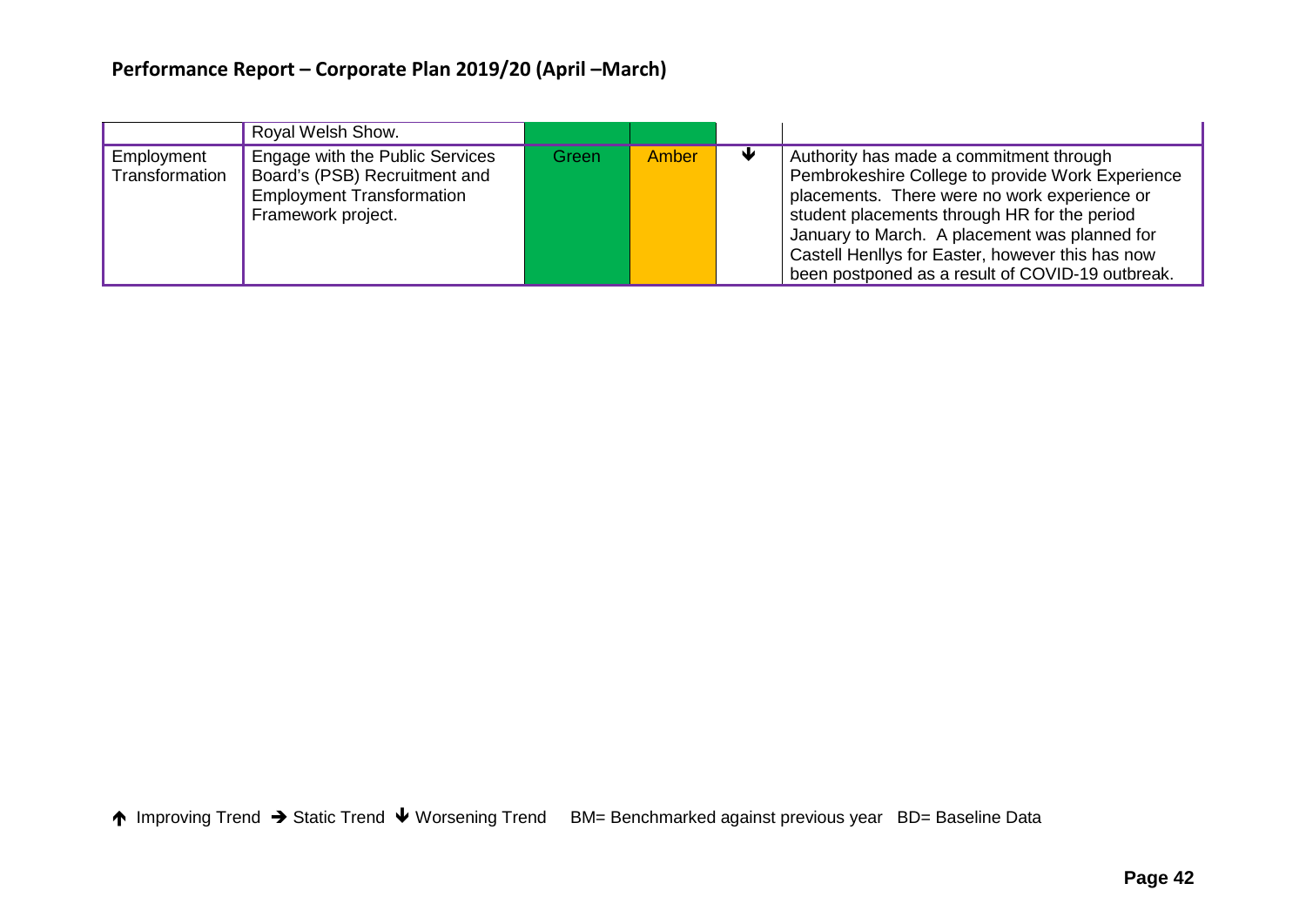## Performance Report – Corporate Plan 2019/20 (April –March)

| | | | | | |
|---|---|---|---|---|---|
| | Royal Welsh Show. | | | | |
| Employment Transformation | Engage with the Public Services Board's (PSB) Recruitment and Employment Transformation Framework project. | Green | Amber | ↓ | Authority has made a commitment through Pembrokeshire College to provide Work Experience placements. There were no work experience or student placements through HR for the period January to March. A placement was planned for Castell Henllys for Easter, however this has now been postponed as a result of COVID-19 outbreak. |

↑ Improving Trend → Static Trend ↓ Worsening Trend BM= Benchmarked against previous year BD= Baseline Data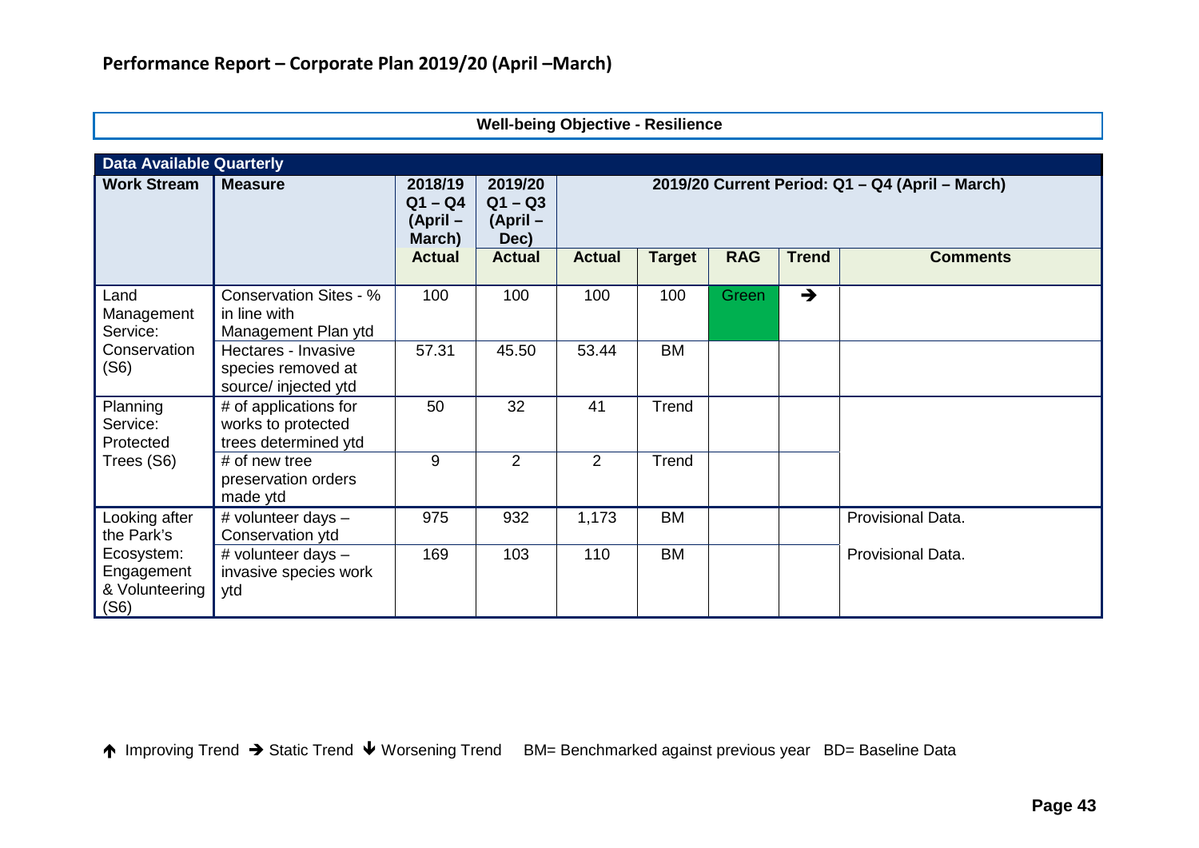## Performance Report – Corporate Plan 2019/20 (April –March)

**Well-being Objective - Resilience**

| Data Available Quarterly | | | | | | | | |
|---|---|---|---|---|---|---|---|---|
| **Work Stream** | **Measure** | **2018/19 Q1 – Q4 (April – March)** | **2019/20 Q1 – Q3 (April – Dec)** | **2019/20 Current Period: Q1 – Q4 (April – March)** | | | | |
| | | **Actual** | **Actual** | **Actual** | **Target** | **RAG** | **Trend** | **Comments** |
| Land Management Service: Conservation (S6) | Conservation Sites - % in line with Management Plan ytd | 100 | 100 | 100 | 100 | Green | ➔ | |
| | Hectares - Invasive species removed at source/ injected ytd | 57.31 | 45.50 | 53.44 | BM | | | |
| Planning Service: Protected Trees (S6) | # of applications for works to protected trees determined ytd | 50 | 32 | 41 | Trend | | | |
| | # of new tree preservation orders made ytd | 9 | 2 | 2 | Trend | | | |
| Looking after the Park's Ecosystem: Engagement & Volunteering (S6) | # volunteer days – Conservation ytd | 975 | 932 | 1,173 | BM | | | Provisional Data. |
| | # volunteer days – invasive species work ytd | 169 | 103 | 110 | BM | | | Provisional Data. |

🡅 Improving Trend ➔ Static Trend 🡇 Worsening Trend BM= Benchmarked against previous year BD= Baseline Data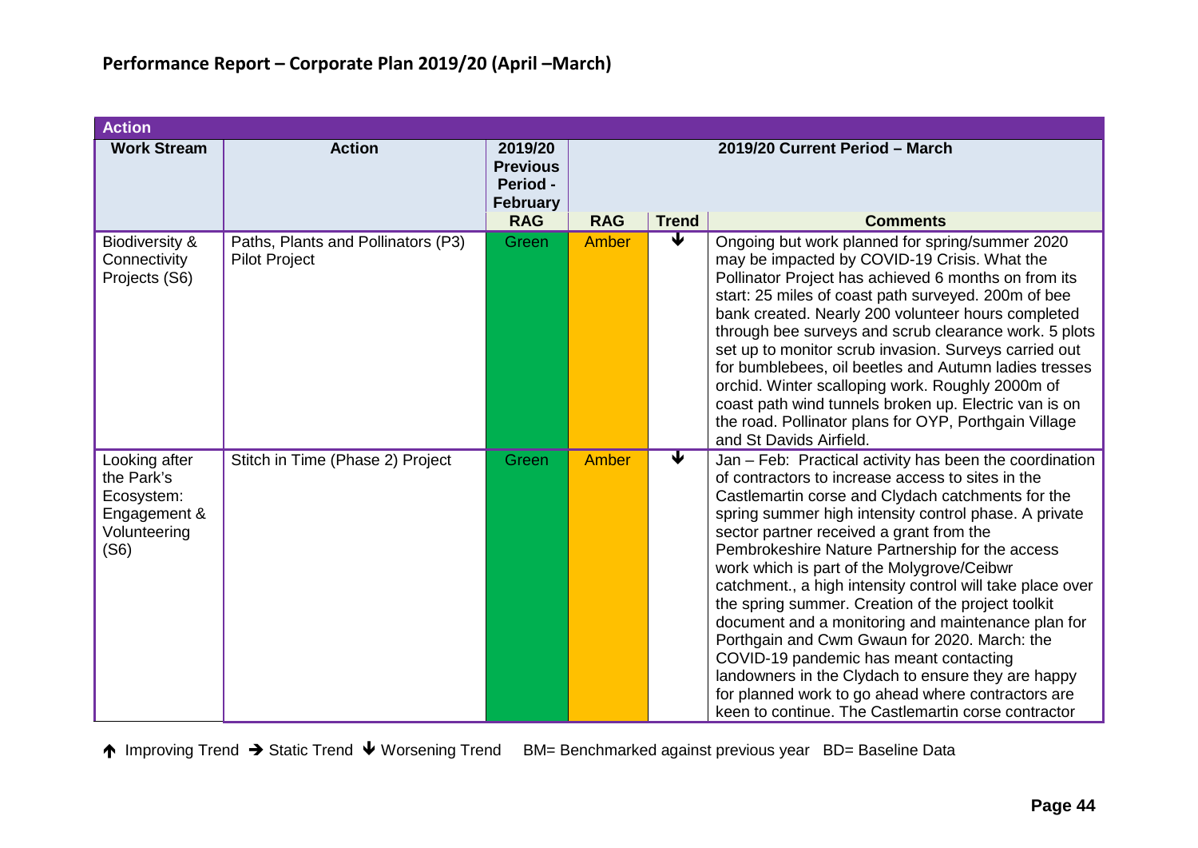## Performance Report – Corporate Plan 2019/20 (April –March)

| Action | | | | | |
|---|---|---|---|---|---|
| **Work Stream** | **Action** | **2019/20 Previous Period - February** | **2019/20 Current Period – March** | | |
| | | **RAG** | **RAG** | **Trend** | **Comments** |
| Biodiversity & Connectivity Projects (S6) | Paths, Plants and Pollinators (P3) Pilot Project | Green | Amber | ↓ | Ongoing but work planned for spring/summer 2020 may be impacted by COVID-19 Crisis. What the Pollinator Project has achieved 6 months on from its start: 25 miles of coast path surveyed. 200m of bee bank created. Nearly 200 volunteer hours completed through bee surveys and scrub clearance work. 5 plots set up to monitor scrub invasion. Surveys carried out for bumblebees, oil beetles and Autumn ladies tresses orchid. Winter scalloping work. Roughly 2000m of coast path wind tunnels broken up. Electric van is on the road. Pollinator plans for OYP, Porthgain Village and St Davids Airfield. |
| Looking after the Park's Ecosystem: Engagement & Volunteering (S6) | Stitch in Time (Phase 2) Project | Green | Amber | ↓ | Jan – Feb: Practical activity has been the coordination of contractors to increase access to sites in the Castlemartin corse and Clydach catchments for the spring summer high intensity control phase. A private sector partner received a grant from the Pembrokeshire Nature Partnership for the access work which is part of the Molygrove/Ceibwr catchment., a high intensity control will take place over the spring summer. Creation of the project toolkit document and a monitoring and maintenance plan for Porthgain and Cwm Gwaun for 2020. March: the COVID-19 pandemic has meant contacting landowners in the Clydach to ensure they are happy for planned work to go ahead where contractors are keen to continue. The Castlemartin corse contractor |

↑ Improving Trend → Static Trend ↓ Worsening Trend BM= Benchmarked against previous year BD= Baseline Data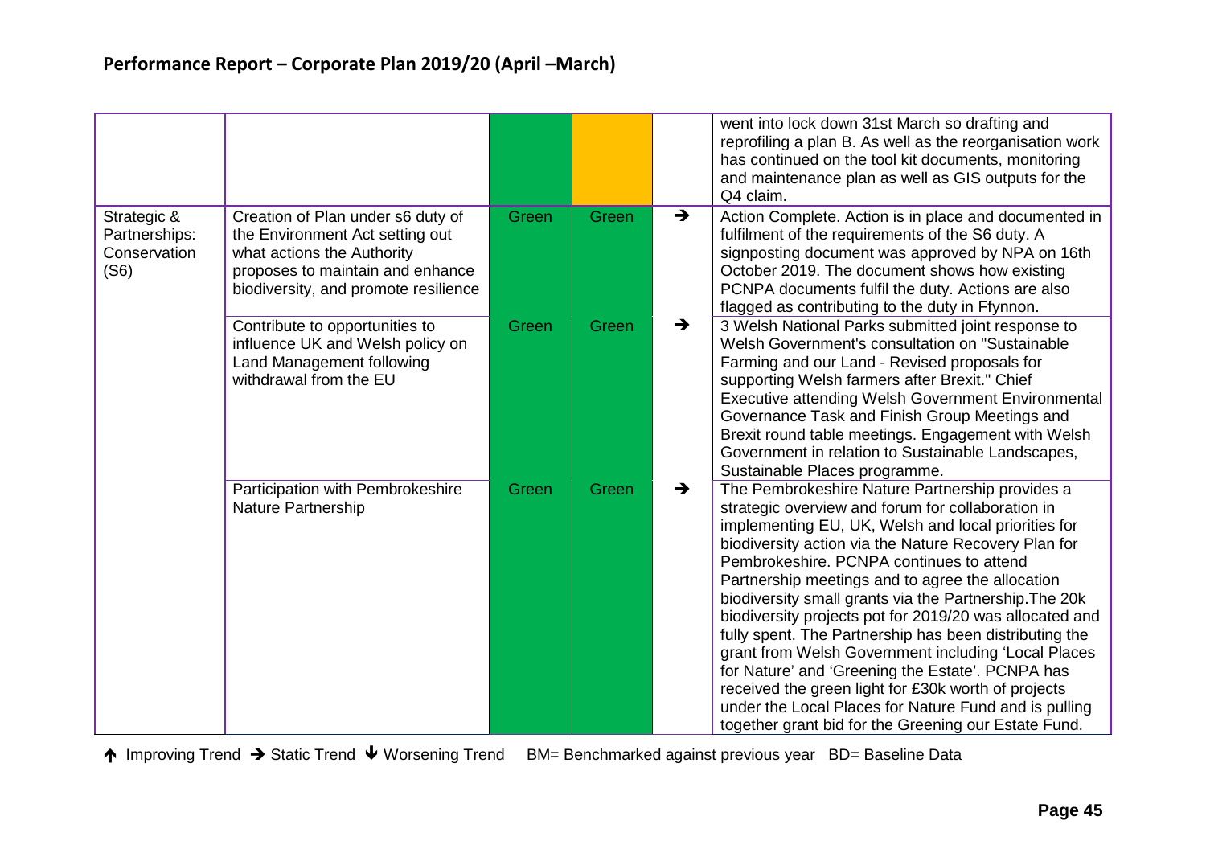## Performance Report – Corporate Plan 2019/20 (April –March)

| | | | | | |
|---|---|---|---|---|---|
| | | | | | went into lock down 31st March so drafting and reprofiling a plan B. As well as the reorganisation work has continued on the tool kit documents, monitoring and maintenance plan as well as GIS outputs for the Q4 claim. |
| Strategic & Partnerships: Conservation (S6) | Creation of Plan under s6 duty of the Environment Act setting out what actions the Authority proposes to maintain and enhance biodiversity, and promote resilience | Green | Green | → | Action Complete. Action is in place and documented in fulfilment of the requirements of the S6 duty. A signposting document was approved by NPA on 16th October 2019. The document shows how existing PCNPA documents fulfil the duty. Actions are also flagged as contributing to the duty in Ffynnon. |
| | Contribute to opportunities to influence UK and Welsh policy on Land Management following withdrawal from the EU | Green | Green | → | 3 Welsh National Parks submitted joint response to Welsh Government's consultation on "Sustainable Farming and our Land - Revised proposals for supporting Welsh farmers after Brexit." Chief Executive attending Welsh Government Environmental Governance Task and Finish Group Meetings and Brexit round table meetings. Engagement with Welsh Government in relation to Sustainable Landscapes, Sustainable Places programme. |
| | Participation with Pembrokeshire Nature Partnership | Green | Green | → | The Pembrokeshire Nature Partnership provides a strategic overview and forum for collaboration in implementing EU, UK, Welsh and local priorities for biodiversity action via the Nature Recovery Plan for Pembrokeshire. PCNPA continues to attend Partnership meetings and to agree the allocation biodiversity small grants via the Partnership.The 20k biodiversity projects pot for 2019/20 was allocated and fully spent. The Partnership has been distributing the grant from Welsh Government including 'Local Places for Nature' and 'Greening the Estate'. PCNPA has received the green light for £30k worth of projects under the Local Places for Nature Fund and is pulling together grant bid for the Greening our Estate Fund. |

↑ Improving Trend → Static Trend ↓ Worsening Trend   BM= Benchmarked against previous year   BD= Baseline Data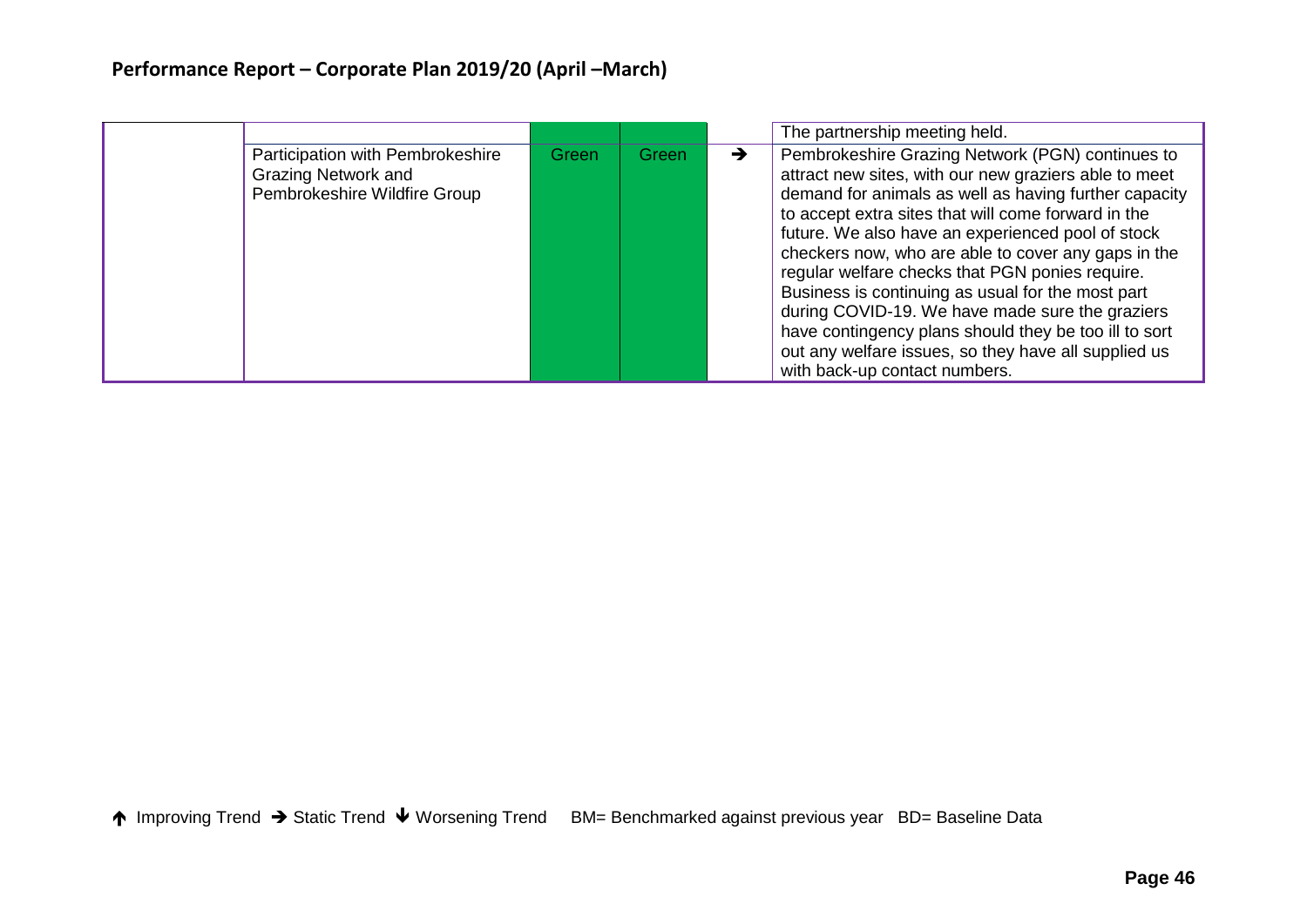# Performance Report – Corporate Plan 2019/20 (April –March)

| | | | | | |
|---|---|---|---|---|---|
| | | | | | The partnership meeting held. |
| | Participation with Pembrokeshire Grazing Network and Pembrokeshire Wildfire Group | Green | Green | → | Pembrokeshire Grazing Network (PGN) continues to attract new sites, with our new graziers able to meet demand for animals as well as having further capacity to accept extra sites that will come forward in the future. We also have an experienced pool of stock checkers now, who are able to cover any gaps in the regular welfare checks that PGN ponies require. Business is continuing as usual for the most part during COVID-19. We have made sure the graziers have contingency plans should they be too ill to sort out any welfare issues, so they have all supplied us with back-up contact numbers. |

↑ Improving Trend → Static Trend ↓ Worsening Trend BM= Benchmarked against previous year BD= Baseline Data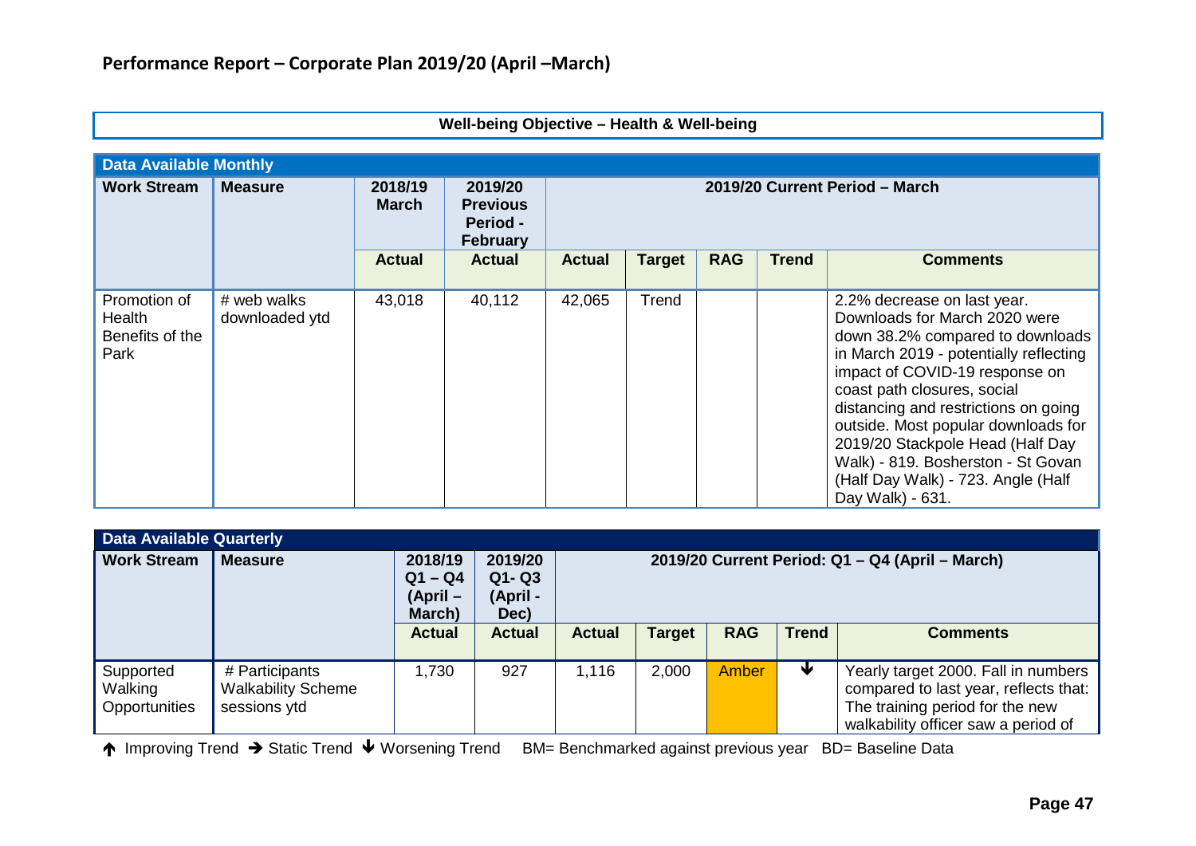## Performance Report – Corporate Plan 2019/20 (April –March)

**Well-being Objective – Health & Well-being**

**Data Available Monthly**

| Work Stream | Measure | 2018/19 March | 2019/20 Previous Period - February | 2019/20 Current Period – March | | | | |
|---|---|---|---|---|---|---|---|---|
| | | Actual | Actual | Actual | Target | RAG | Trend | Comments |
| Promotion of Health Benefits of the Park | # web walks downloaded ytd | 43,018 | 40,112 | 42,065 | Trend | | | 2.2% decrease on last year. Downloads for March 2020 were down 38.2% compared to downloads in March 2019 - potentially reflecting impact of COVID-19 response on coast path closures, social distancing and restrictions on going outside. Most popular downloads for 2019/20 Stackpole Head (Half Day Walk) - 819. Bosherston - St Govan (Half Day Walk) - 723. Angle (Half Day Walk) - 631. |

**Data Available Quarterly**

| Work Stream | Measure | 2018/19 Q1 – Q4 (April – March) | 2019/20 Q1- Q3 (April - Dec) | 2019/20 Current Period: Q1 – Q4 (April – March) | | | | |
|---|---|---|---|---|---|---|---|---|
| | | Actual | Actual | Actual | Target | RAG | Trend | Comments |
| Supported Walking Opportunities | # Participants Walkability Scheme sessions ytd | 1,730 | 927 | 1,116 | 2,000 | Amber | ↓ | Yearly target 2000. Fall in numbers compared to last year, reflects that: The training period for the new walkability officer saw a period of |

↑ Improving Trend → Static Trend ↓ Worsening Trend BM= Benchmarked against previous year BD= Baseline Data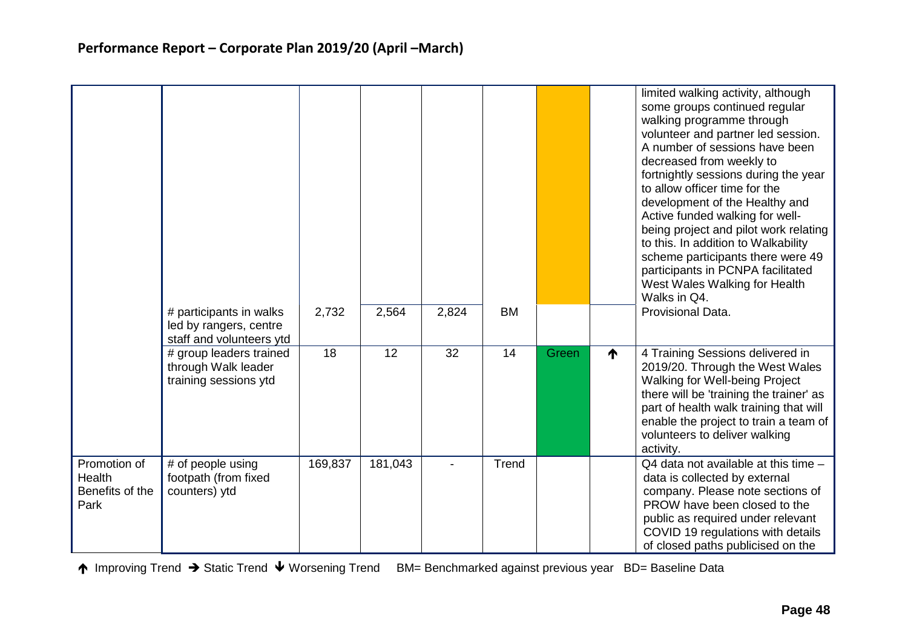## Performance Report – Corporate Plan 2019/20 (April –March)

| | | | | | | | | |
|---|---|---|---|---|---|---|---|---|
| | # participants in walks led by rangers, centre staff and volunteers ytd | 2,732 | 2,564 | 2,824 | BM | Amber | | limited walking activity, although some groups continued regular walking programme through volunteer and partner led session. A number of sessions have been decreased from weekly to fortnightly sessions during the year to allow officer time for the development of the Healthy and Active funded walking for well-being project and pilot work relating to this. In addition to Walkability scheme participants there were 49 participants in PCNPA facilitated West Wales Walking for Health Walks in Q4. Provisional Data. |
| | # group leaders trained through Walk leader training sessions ytd | 18 | 12 | 32 | 14 | Green | ↑ | 4 Training Sessions delivered in 2019/20. Through the West Wales Walking for Well-being Project there will be 'training the trainer' as part of health walk training that will enable the project to train a team of volunteers to deliver walking activity. |
| Promotion of Health Benefits of the Park | # of people using footpath (from fixed counters) ytd | 169,837 | 181,043 | - | Trend | | | Q4 data not available at this time – data is collected by external company. Please note sections of PROW have been closed to the public as required under relevant COVID 19 regulations with details of closed paths publicised on the |

↑ Improving Trend → Static Trend ↓ Worsening Trend BM= Benchmarked against previous year BD= Baseline Data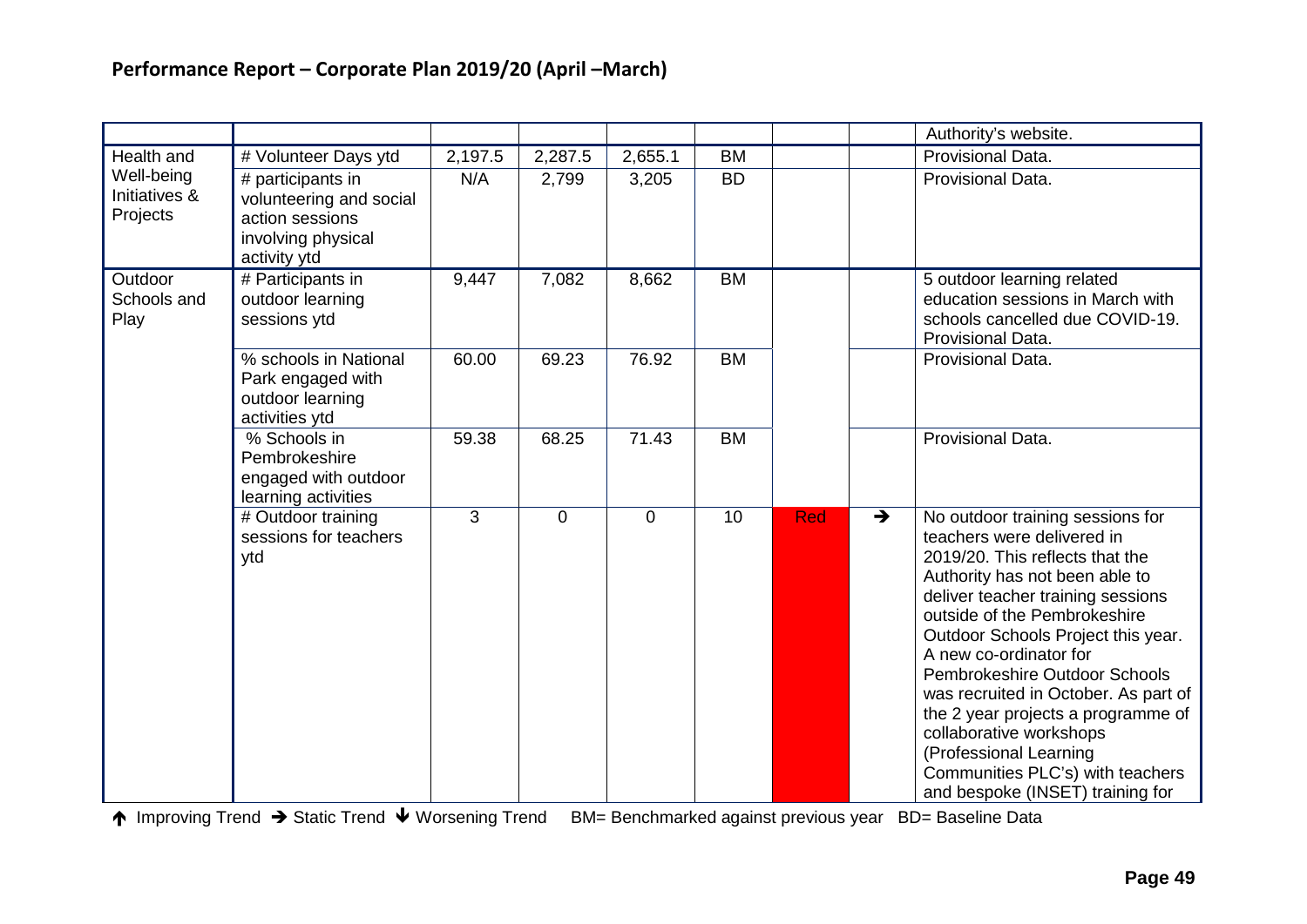## Performance Report – Corporate Plan 2019/20 (April –March)

| | | | | | | | | |
|---|---|---|---|---|---|---|---|---|
| | | | | | | | | Authority's website. |
| Health and Well-being Initiatives & Projects | # Volunteer Days ytd | 2,197.5 | 2,287.5 | 2,655.1 | BM | | | Provisional Data. |
| | # participants in volunteering and social action sessions involving physical activity ytd | N/A | 2,799 | 3,205 | BD | | | Provisional Data. |
| Outdoor Schools and Play | # Participants in outdoor learning sessions ytd | 9,447 | 7,082 | 8,662 | BM | | | 5 outdoor learning related education sessions in March with schools cancelled due COVID-19. Provisional Data. |
| | % schools in National Park engaged with outdoor learning activities ytd | 60.00 | 69.23 | 76.92 | BM | | | Provisional Data. |
| | % Schools in Pembrokeshire engaged with outdoor learning activities | 59.38 | 68.25 | 71.43 | BM | | | Provisional Data. |
| | # Outdoor training sessions for teachers ytd | 3 | 0 | 0 | 10 | Red | → | No outdoor training sessions for teachers were delivered in 2019/20. This reflects that the Authority has not been able to deliver teacher training sessions outside of the Pembrokeshire Outdoor Schools Project this year. A new co-ordinator for Pembrokeshire Outdoor Schools was recruited in October. As part of the 2 year projects a programme of collaborative workshops (Professional Learning Communities PLC's) with teachers and bespoke (INSET) training for |

↑ Improving Trend → Static Trend ↓ Worsening Trend BM= Benchmarked against previous year BD= Baseline Data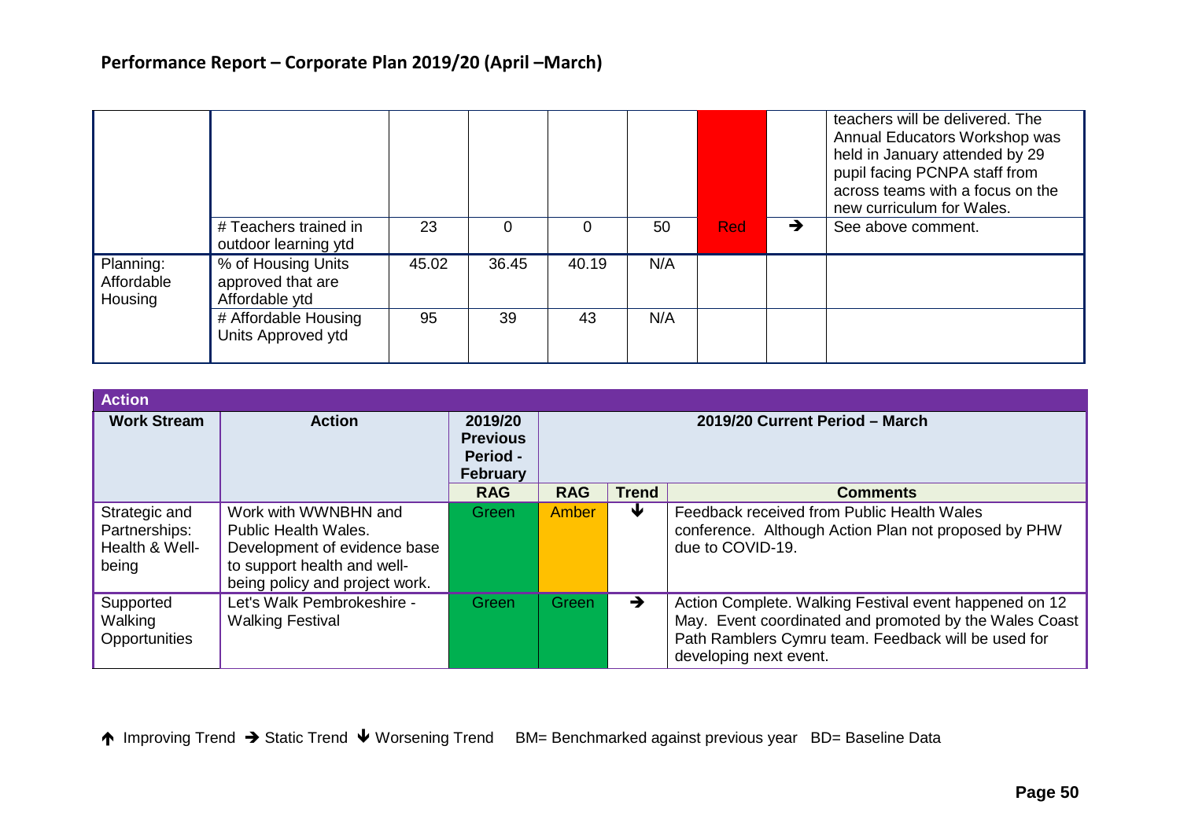## Performance Report – Corporate Plan 2019/20 (April –March)

| | | | | | | | | |
|---|---|---|---|---|---|---|---|---|
| | | | | | | | | teachers will be delivered. The Annual Educators Workshop was held in January attended by 29 pupil facing PCNPA staff from across teams with a focus on the new curriculum for Wales. |
| | # Teachers trained in outdoor learning ytd | 23 | 0 | 0 | 50 | Red | ➔ | See above comment. |
| Planning: Affordable Housing | % of Housing Units approved that are Affordable ytd | 45.02 | 36.45 | 40.19 | N/A | | | |
| | # Affordable Housing Units Approved ytd | 95 | 39 | 43 | N/A | | | |

**Action**

| Work Stream | Action | 2019/20 Previous Period - February | 2019/20 Current Period – March | | |
|---|---|---|---|---|---|
| | | RAG | RAG | Trend | Comments |
| Strategic and Partnerships: Health & Well-being | Work with WWNBHN and Public Health Wales. Development of evidence base to support health and well-being policy and project work. | Green | Amber | 🡻 | Feedback received from Public Health Wales conference. Although Action Plan not proposed by PHW due to COVID-19. |
| Supported Walking Opportunities | Let's Walk Pembrokeshire - Walking Festival | Green | Green | ➔ | Action Complete. Walking Festival event happened on 12 May. Event coordinated and promoted by the Wales Coast Path Ramblers Cymru team. Feedback will be used for developing next event. |

🡹 Improving Trend ➔ Static Trend 🡻 Worsening Trend BM= Benchmarked against previous year BD= Baseline Data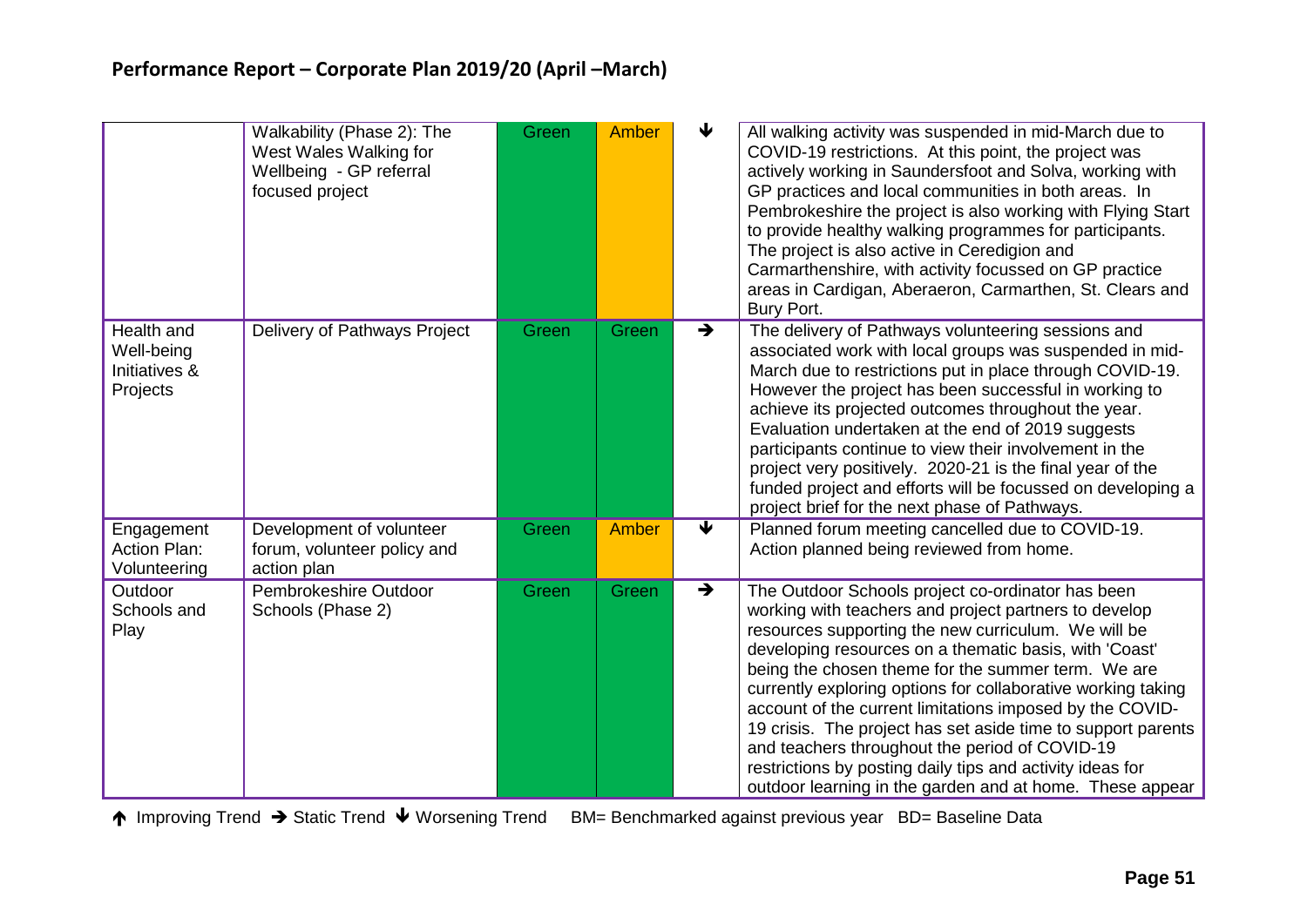## Performance Report – Corporate Plan 2019/20 (April –March)

| | | | | | |
|---|---|---|---|---|---|
| | Walkability (Phase 2): The West Wales Walking for Wellbeing - GP referral focused project | Green | Amber | ↓ | All walking activity was suspended in mid-March due to COVID-19 restrictions. At this point, the project was actively working in Saundersfoot and Solva, working with GP practices and local communities in both areas. In Pembrokeshire the project is also working with Flying Start to provide healthy walking programmes for participants. The project is also active in Ceredigion and Carmarthenshire, with activity focussed on GP practice areas in Cardigan, Aberaeron, Carmarthen, St. Clears and Bury Port. |
| Health and Well-being Initiatives & Projects | Delivery of Pathways Project | Green | Green | → | The delivery of Pathways volunteering sessions and associated work with local groups was suspended in mid-March due to restrictions put in place through COVID-19. However the project has been successful in working to achieve its projected outcomes throughout the year. Evaluation undertaken at the end of 2019 suggests participants continue to view their involvement in the project very positively. 2020-21 is the final year of the funded project and efforts will be focussed on developing a project brief for the next phase of Pathways. |
| Engagement Action Plan: Volunteering | Development of volunteer forum, volunteer policy and action plan | Green | Amber | ↓ | Planned forum meeting cancelled due to COVID-19. Action planned being reviewed from home. |
| Outdoor Schools and Play | Pembrokeshire Outdoor Schools (Phase 2) | Green | Green | → | The Outdoor Schools project co-ordinator has been working with teachers and project partners to develop resources supporting the new curriculum. We will be developing resources on a thematic basis, with 'Coast' being the chosen theme for the summer term. We are currently exploring options for collaborative working taking account of the current limitations imposed by the COVID-19 crisis. The project has set aside time to support parents and teachers throughout the period of COVID-19 restrictions by posting daily tips and activity ideas for outdoor learning in the garden and at home. These appear |

↑ Improving Trend → Static Trend ↓ Worsening Trend BM= Benchmarked against previous year BD= Baseline Data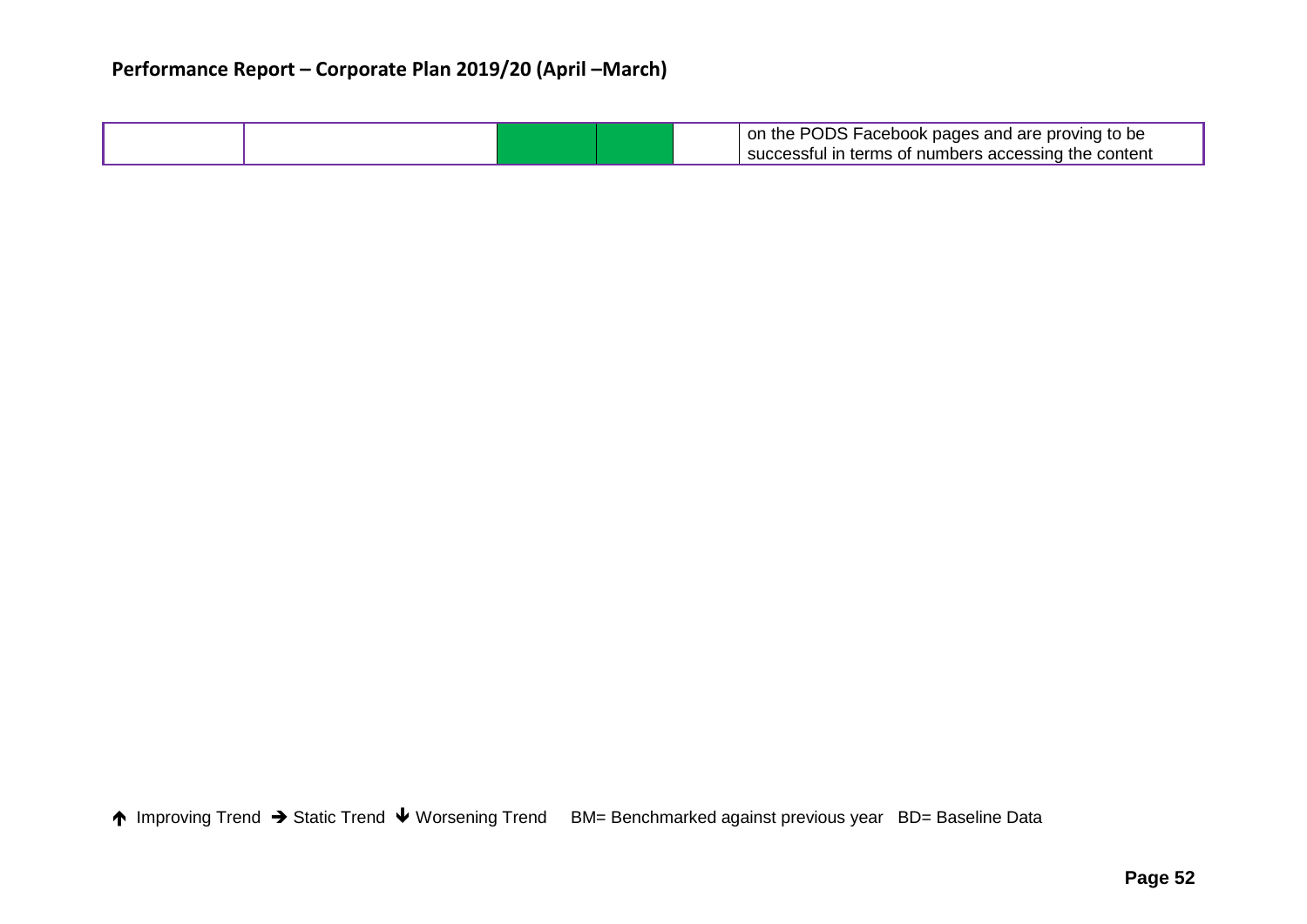# Performance Report – Corporate Plan 2019/20 (April –March)

| | | | | | |
|---|---|---|---|---|---|
| | | | | | on the PODS Facebook pages and are proving to be successful in terms of numbers accessing the content |

↑ Improving Trend → Static Trend ↓ Worsening Trend BM= Benchmarked against previous year BD= Baseline Data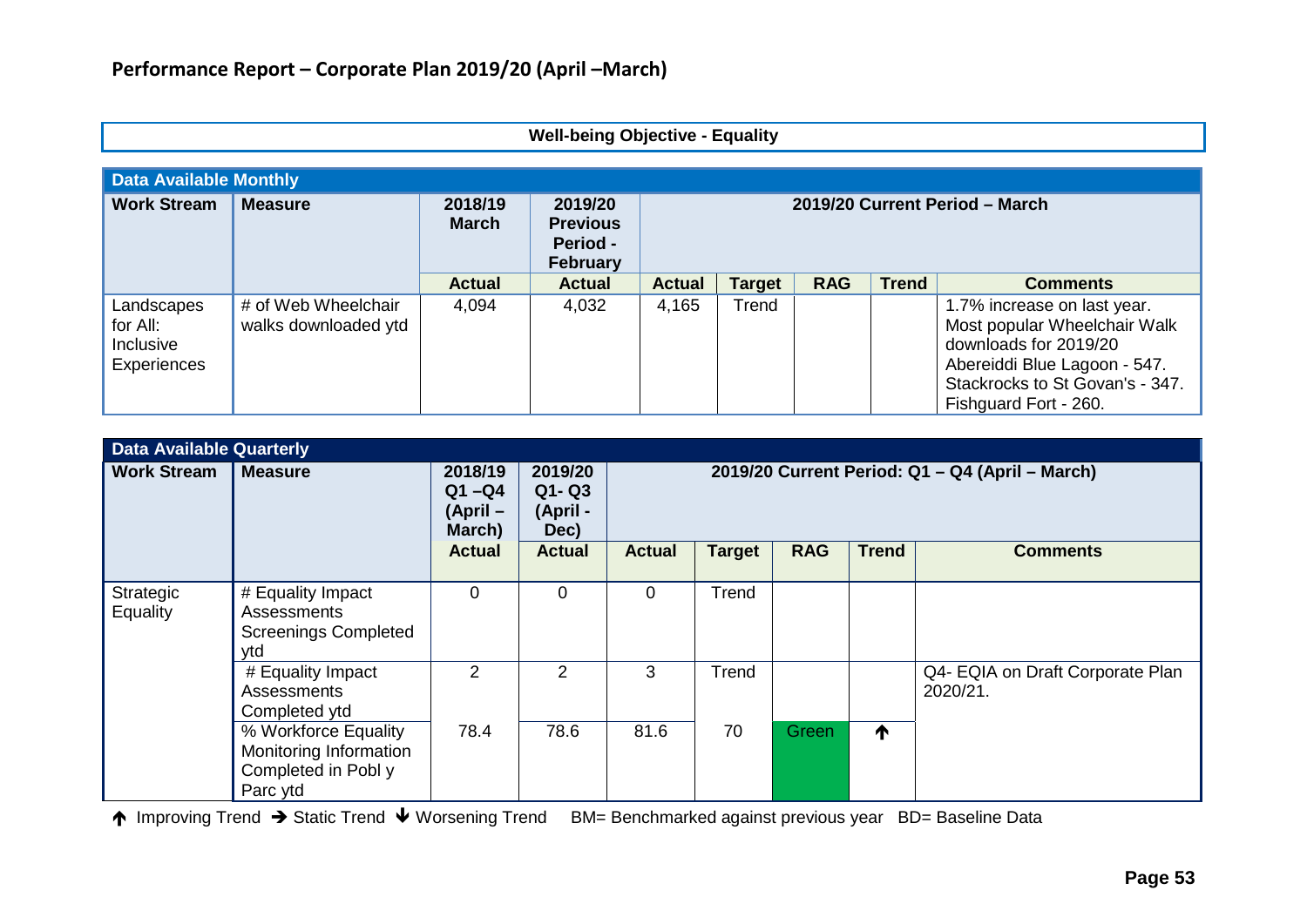## Performance Report – Corporate Plan 2019/20 (April –March)

**Well-being Objective - Equality**

| Data Available Monthly | | | | | | | | |
|---|---|---|---|---|---|---|---|---|
| **Work Stream** | **Measure** | **2018/19 March** | **2019/20 Previous Period - February** | **2019/20 Current Period – March** | | | | |
| | | **Actual** | **Actual** | **Actual** | **Target** | **RAG** | **Trend** | **Comments** |
| Landscapes for All: Inclusive Experiences | # of Web Wheelchair walks downloaded ytd | 4,094 | 4,032 | 4,165 | Trend | | | 1.7% increase on last year. Most popular Wheelchair Walk downloads for 2019/20 Abereiddi Blue Lagoon - 547. Stackrocks to St Govan's - 347. Fishguard Fort - 260. |

| Data Available Quarterly | | | | | | | | |
|---|---|---|---|---|---|---|---|---|
| **Work Stream** | **Measure** | **2018/19 Q1 –Q4 (April – March)** | **2019/20 Q1- Q3 (April - Dec)** | **2019/20 Current Period: Q1 – Q4 (April – March)** | | | | |
| | | **Actual** | **Actual** | **Actual** | **Target** | **RAG** | **Trend** | **Comments** |
| Strategic Equality | # Equality Impact Assessments Screenings Completed ytd | 0 | 0 | 0 | Trend | | | |
| | # Equality Impact Assessments Completed ytd | 2 | 2 | 3 | Trend | | | Q4- EQIA on Draft Corporate Plan 2020/21. |
| | % Workforce Equality Monitoring Information Completed in Pobl y Parc ytd | 78.4 | 78.6 | 81.6 | 70 | Green | ↑ | |

↑ Improving Trend → Static Trend ↓ Worsening Trend BM= Benchmarked against previous year BD= Baseline Data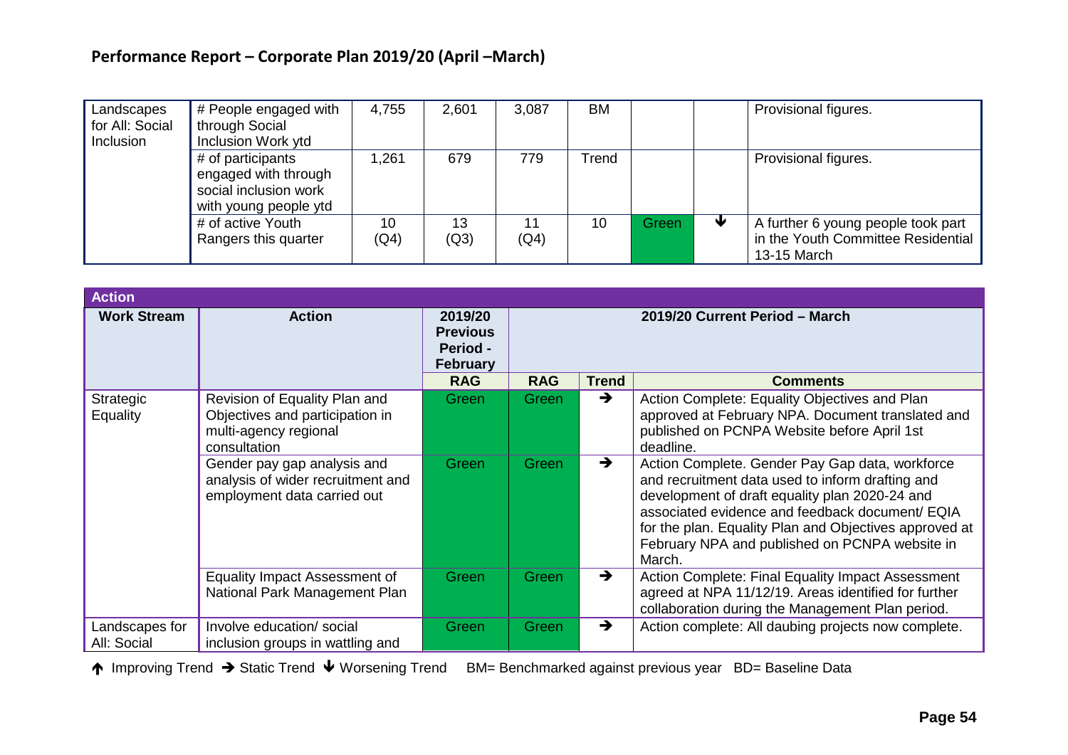## Performance Report – Corporate Plan 2019/20 (April –March)

| | | | | | | | | |
|---|---|---|---|---|---|---|---|---|
| Landscapes for All: Social Inclusion | # People engaged with through Social Inclusion Work ytd | 4,755 | 2,601 | 3,087 | BM | | | Provisional figures. |
| | # of participants engaged with through social inclusion work with young people ytd | 1,261 | 679 | 779 | Trend | | | Provisional figures. |
| | # of active Youth Rangers this quarter | 10 (Q4) | 13 (Q3) | 11 (Q4) | 10 | Green | ↓ | A further 6 young people took part in the Youth Committee Residential 13-15 March |

| Action | | | | | |
|---|---|---|---|---|---|
| **Work Stream** | **Action** | **2019/20 Previous Period - February** | **2019/20 Current Period – March** | | |
| | | **RAG** | **RAG** | **Trend** | **Comments** |
| Strategic Equality | Revision of Equality Plan and Objectives and participation in multi-agency regional consultation | Green | Green | → | Action Complete: Equality Objectives and Plan approved at February NPA. Document translated and published on PCNPA Website before April 1st deadline. |
| | Gender pay gap analysis and analysis of wider recruitment and employment data carried out | Green | Green | → | Action Complete. Gender Pay Gap data, workforce and recruitment data used to inform drafting and development of draft equality plan 2020-24 and associated evidence and feedback document/ EQIA for the plan. Equality Plan and Objectives approved at February NPA and published on PCNPA website in March. |
| | Equality Impact Assessment of National Park Management Plan | Green | Green | → | Action Complete: Final Equality Impact Assessment agreed at NPA 11/12/19. Areas identified for further collaboration during the Management Plan period. |
| Landscapes for All: Social | Involve education/ social inclusion groups in wattling and | Green | Green | → | Action complete: All daubing projects now complete. |

↑ Improving Trend → Static Trend ↓ Worsening Trend BM= Benchmarked against previous year BD= Baseline Data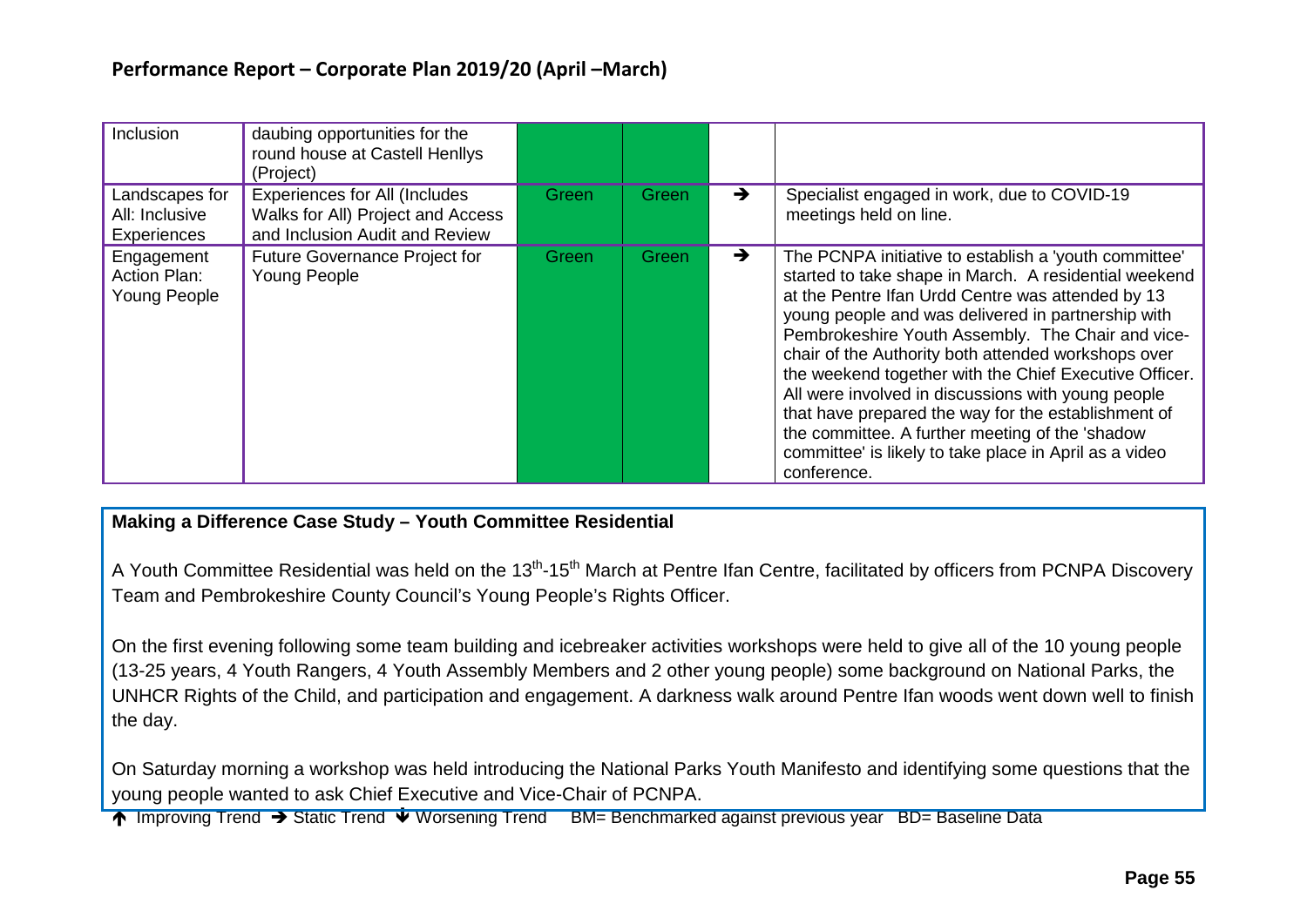| | | | | | |
|---|---|---|---|---|---|
| Inclusion | daubing opportunities for the round house at Castell Henllys (Project) | | | | |
| Landscapes for All: Inclusive Experiences | Experiences for All (Includes Walks for All) Project and Access and Inclusion Audit and Review | Green | Green | ➔ | Specialist engaged in work, due to COVID-19 meetings held on line. |
| Engagement Action Plan: Young People | Future Governance Project for Young People | Green | Green | ➔ | The PCNPA initiative to establish a 'youth committee' started to take shape in March. A residential weekend at the Pentre Ifan Urdd Centre was attended by 13 young people and was delivered in partnership with Pembrokeshire Youth Assembly. The Chair and vice-chair of the Authority both attended workshops over the weekend together with the Chief Executive Officer. All were involved in discussions with young people that have prepared the way for the establishment of the committee. A further meeting of the 'shadow committee' is likely to take place in April as a video conference. |

**Making a Difference Case Study – Youth Committee Residential**

A Youth Committee Residential was held on the 13th-15th March at Pentre Ifan Centre, facilitated by officers from PCNPA Discovery Team and Pembrokeshire County Council's Young People's Rights Officer.

On the first evening following some team building and icebreaker activities workshops were held to give all of the 10 young people (13-25 years, 4 Youth Rangers, 4 Youth Assembly Members and 2 other young people) some background on National Parks, the UNHCR Rights of the Child, and participation and engagement. A darkness walk around Pentre Ifan woods went down well to finish the day.

On Saturday morning a workshop was held introducing the National Parks Youth Manifesto and identifying some questions that the young people wanted to ask Chief Executive and Vice-Chair of PCNPA.

↑ Improving Trend ➔ Static Trend ↓ Worsening Trend BM= Benchmarked against previous year BD= Baseline Data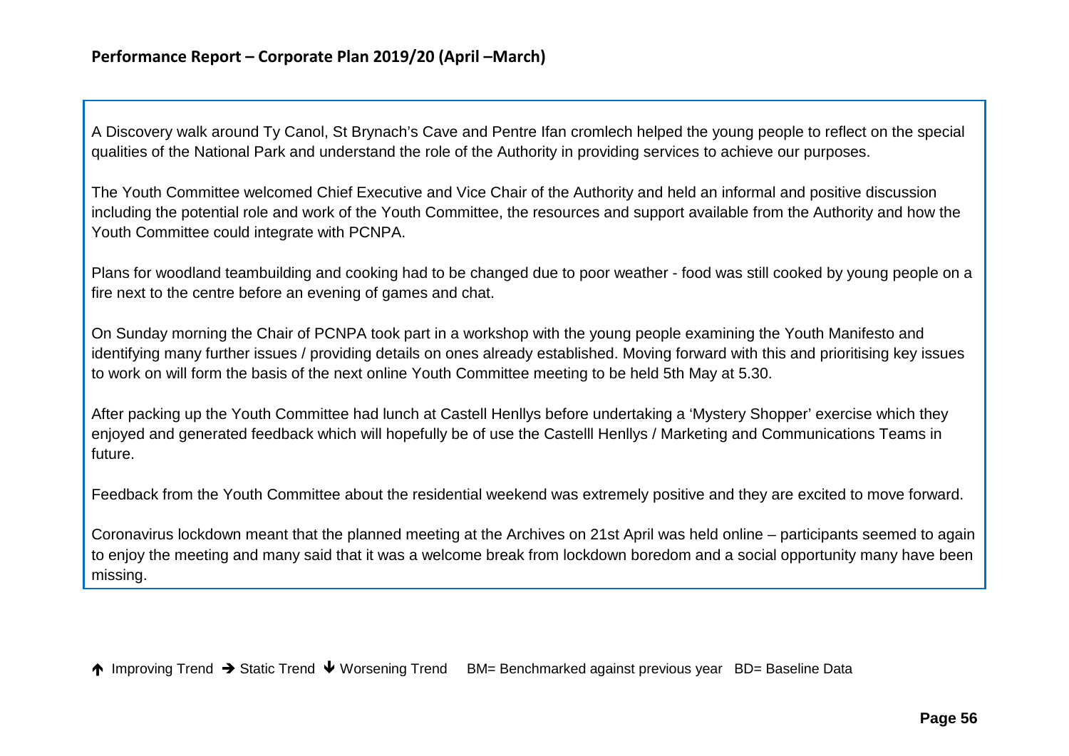A Discovery walk around Ty Canol, St Brynach's Cave and Pentre Ifan cromlech helped the young people to reflect on the special qualities of the National Park and understand the role of the Authority in providing services to achieve our purposes.

The Youth Committee welcomed Chief Executive and Vice Chair of the Authority and held an informal and positive discussion including the potential role and work of the Youth Committee, the resources and support available from the Authority and how the Youth Committee could integrate with PCNPA.

Plans for woodland teambuilding and cooking had to be changed due to poor weather - food was still cooked by young people on a fire next to the centre before an evening of games and chat.

On Sunday morning the Chair of PCNPA took part in a workshop with the young people examining the Youth Manifesto and identifying many further issues / providing details on ones already established. Moving forward with this and prioritising key issues to work on will form the basis of the next online Youth Committee meeting to be held 5th May at 5.30.

After packing up the Youth Committee had lunch at Castell Henllys before undertaking a 'Mystery Shopper' exercise which they enjoyed and generated feedback which will hopefully be of use the Castelll Henllys / Marketing and Communications Teams in future.

Feedback from the Youth Committee about the residential weekend was extremely positive and they are excited to move forward.

Coronavirus lockdown meant that the planned meeting at the Archives on 21st April was held online – participants seemed to again to enjoy the meeting and many said that it was a welcome break from lockdown boredom and a social opportunity many have been missing.

↑ Improving Trend → Static Trend ↓ Worsening Trend BM= Benchmarked against previous year BD= Baseline Data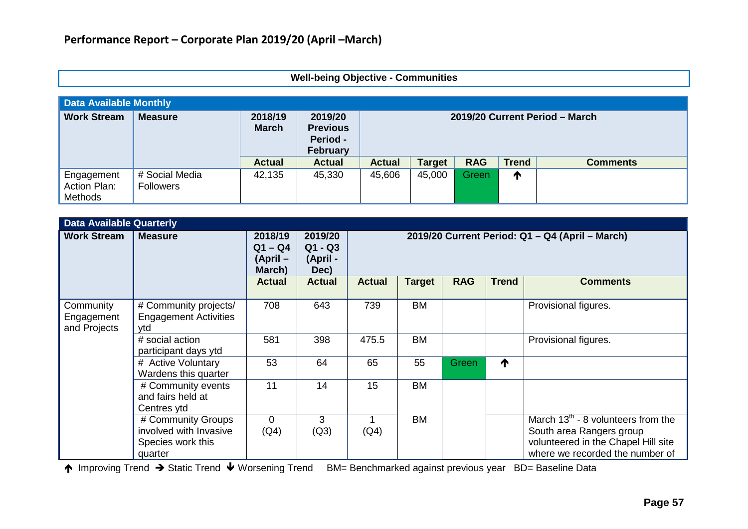## Performance Report – Corporate Plan 2019/20 (April –March)

**Well-being Objective - Communities**

| Data Available Monthly | | | | | | | | |
|---|---|---|---|---|---|---|---|---|
| **Work Stream** | **Measure** | **2018/19 March** | **2019/20 Previous Period - February** | **2019/20 Current Period – March** | | | | |
| | | **Actual** | **Actual** | **Actual** | **Target** | **RAG** | **Trend** | **Comments** |
| Engagement Action Plan: Methods | # Social Media Followers | 42,135 | 45,330 | 45,606 | 45,000 | Green | ↑ | |

| Data Available Quarterly | | | | | | | | |
|---|---|---|---|---|---|---|---|---|
| **Work Stream** | **Measure** | **2018/19 Q1 – Q4 (April – March)** | **2019/20 Q1 - Q3 (April - Dec)** | **2019/20 Current Period: Q1 – Q4 (April – March)** | | | | |
| | | **Actual** | **Actual** | **Actual** | **Target** | **RAG** | **Trend** | **Comments** |
| Community Engagement and Projects | # Community projects/ Engagement Activities ytd | 708 | 643 | 739 | BM | | | Provisional figures. |
| | # social action participant days ytd | 581 | 398 | 475.5 | BM | | | Provisional figures. |
| | # Active Voluntary Wardens this quarter | 53 | 64 | 65 | 55 | Green | ↑ | |
| | # Community events and fairs held at Centres ytd | 11 | 14 | 15 | BM | | | |
| | # Community Groups involved with Invasive Species work this quarter | 0 (Q4) | 3 (Q3) | 1 (Q4) | BM | | | March 13th - 8 volunteers from the South area Rangers group volunteered in the Chapel Hill site where we recorded the number of |

↑ Improving Trend → Static Trend ↓ Worsening Trend BM= Benchmarked against previous year BD= Baseline Data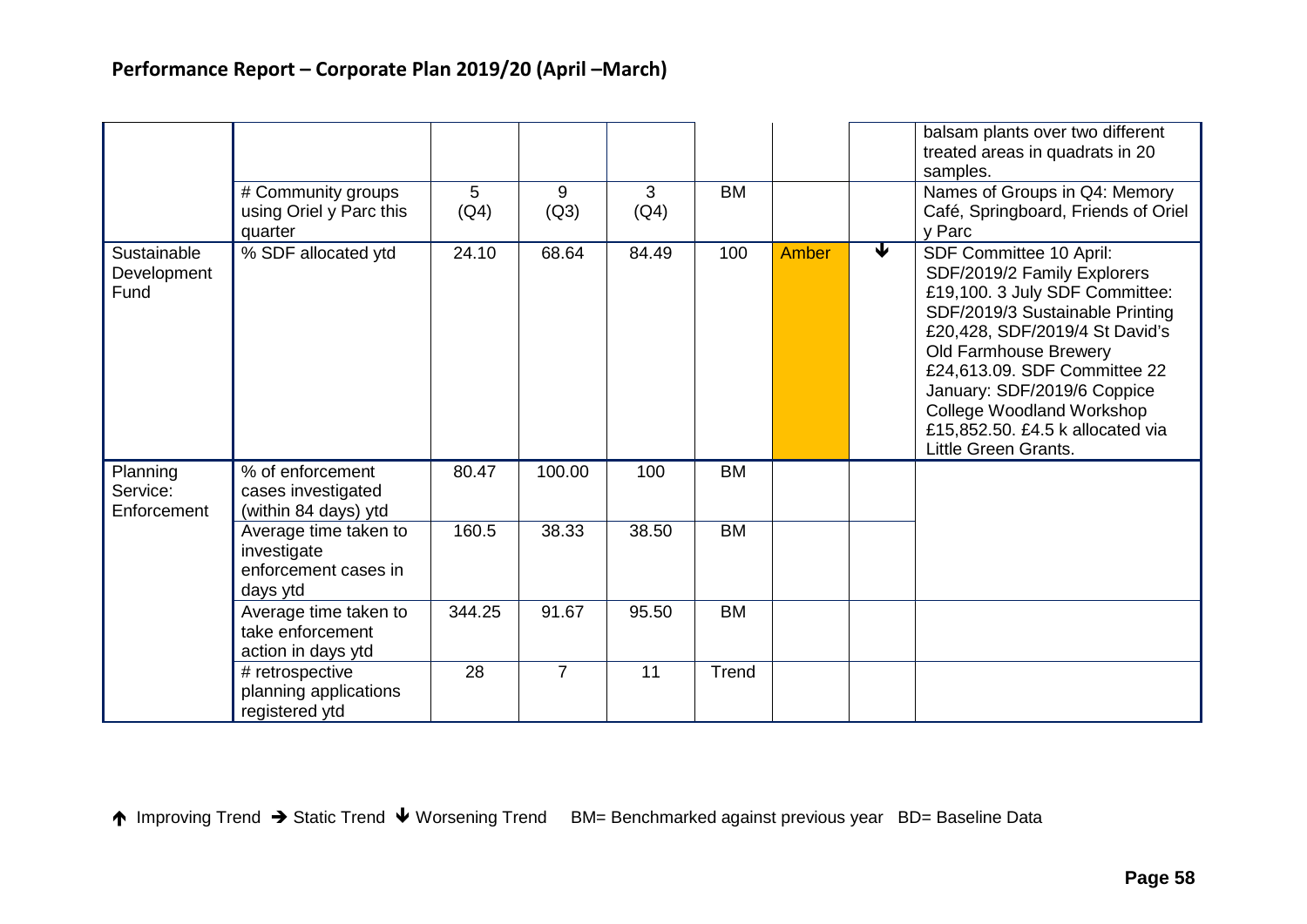## Performance Report – Corporate Plan 2019/20 (April –March)

| | | | | | | | | |
|---|---|---|---|---|---|---|---|---|
| | | | | | | | | balsam plants over two different treated areas in quadrats in 20 samples. |
| | # Community groups using Oriel y Parc this quarter | 5 (Q4) | 9 (Q3) | 3 (Q4) | BM | | | Names of Groups in Q4: Memory Café, Springboard, Friends of Oriel y Parc |
| Sustainable Development Fund | % SDF allocated ytd | 24.10 | 68.64 | 84.49 | 100 | Amber | ↓ | SDF Committee 10 April: SDF/2019/2 Family Explorers £19,100. 3 July SDF Committee: SDF/2019/3 Sustainable Printing £20,428, SDF/2019/4 St David's Old Farmhouse Brewery £24,613.09. SDF Committee 22 January: SDF/2019/6 Coppice College Woodland Workshop £15,852.50. £4.5 k allocated via Little Green Grants. |
| Planning Service: Enforcement | % of enforcement cases investigated (within 84 days) ytd | 80.47 | 100.00 | 100 | BM | | | |
| | Average time taken to investigate enforcement cases in days ytd | 160.5 | 38.33 | 38.50 | BM | | | |
| | Average time taken to take enforcement action in days ytd | 344.25 | 91.67 | 95.50 | BM | | | |
| | # retrospective planning applications registered ytd | 28 | 7 | 11 | Trend | | | |

↑ Improving Trend → Static Trend ↓ Worsening Trend BM= Benchmarked against previous year BD= Baseline Data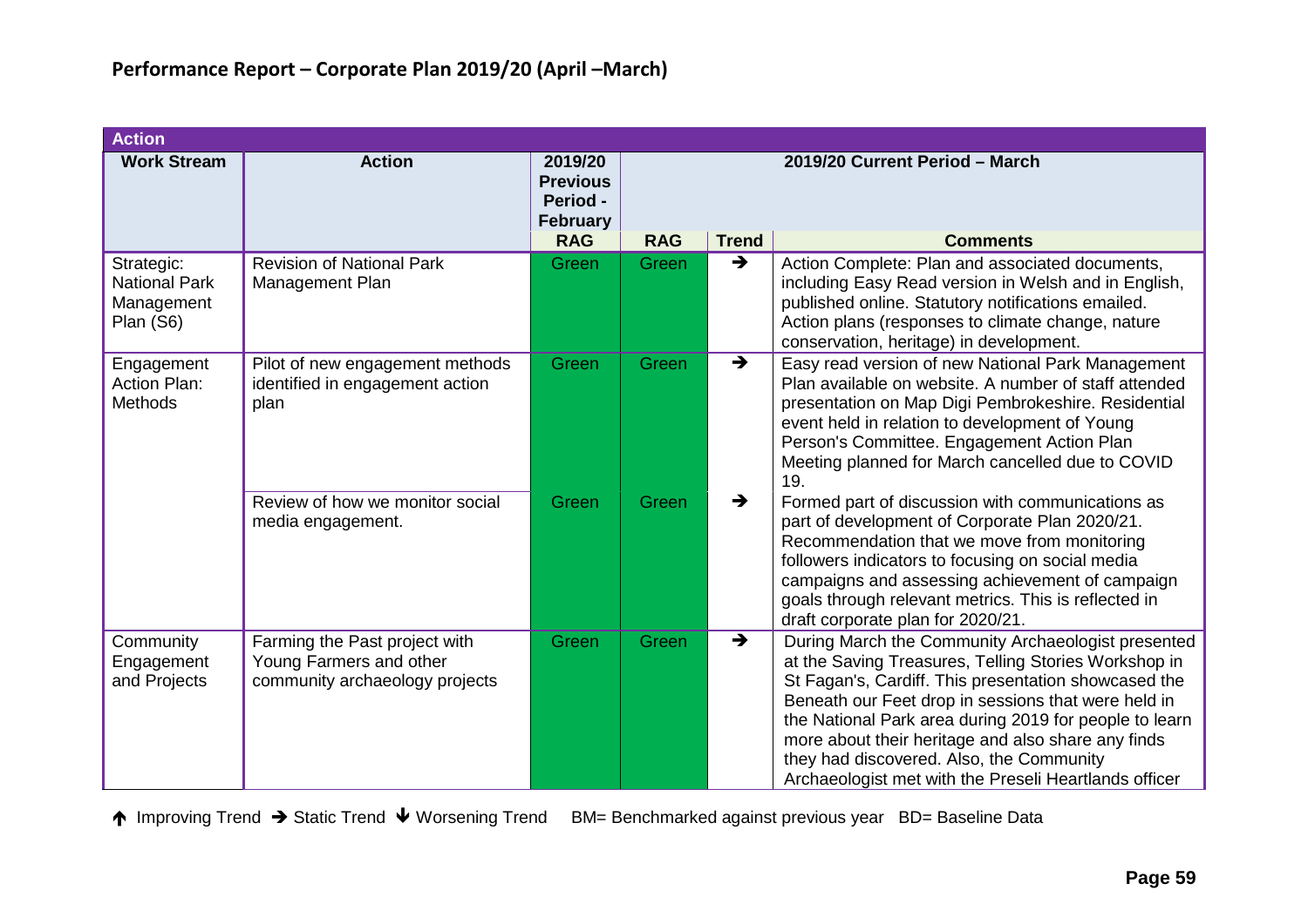## Performance Report – Corporate Plan 2019/20 (April –March)

| Action | | | | | |
|---|---|---|---|---|---|
| **Work Stream** | **Action** | **2019/20 Previous Period - February** | **2019/20 Current Period – March** | | |
| | | **RAG** | **RAG** | **Trend** | **Comments** |
| Strategic: National Park Management Plan (S6) | Revision of National Park Management Plan | Green | Green | ➔ | Action Complete: Plan and associated documents, including Easy Read version in Welsh and in English, published online. Statutory notifications emailed. Action plans (responses to climate change, nature conservation, heritage) in development. |
| Engagement Action Plan: Methods | Pilot of new engagement methods identified in engagement action plan | Green | Green | ➔ | Easy read version of new National Park Management Plan available on website. A number of staff attended presentation on Map Digi Pembrokeshire. Residential event held in relation to development of Young Person's Committee. Engagement Action Plan Meeting planned for March cancelled due to COVID 19. |
| | Review of how we monitor social media engagement. | Green | Green | ➔ | Formed part of discussion with communications as part of development of Corporate Plan 2020/21. Recommendation that we move from monitoring followers indicators to focusing on social media campaigns and assessing achievement of campaign goals through relevant metrics. This is reflected in draft corporate plan for 2020/21. |
| Community Engagement and Projects | Farming the Past project with Young Farmers and other community archaeology projects | Green | Green | ➔ | During March the Community Archaeologist presented at the Saving Treasures, Telling Stories Workshop in St Fagan's, Cardiff. This presentation showcased the Beneath our Feet drop in sessions that were held in the National Park area during 2019 for people to learn more about their heritage and also share any finds they had discovered. Also, the Community Archaeologist met with the Preseli Heartlands officer |

🡡 Improving Trend ➔ Static Trend 🡣 Worsening Trend BM= Benchmarked against previous year BD= Baseline Data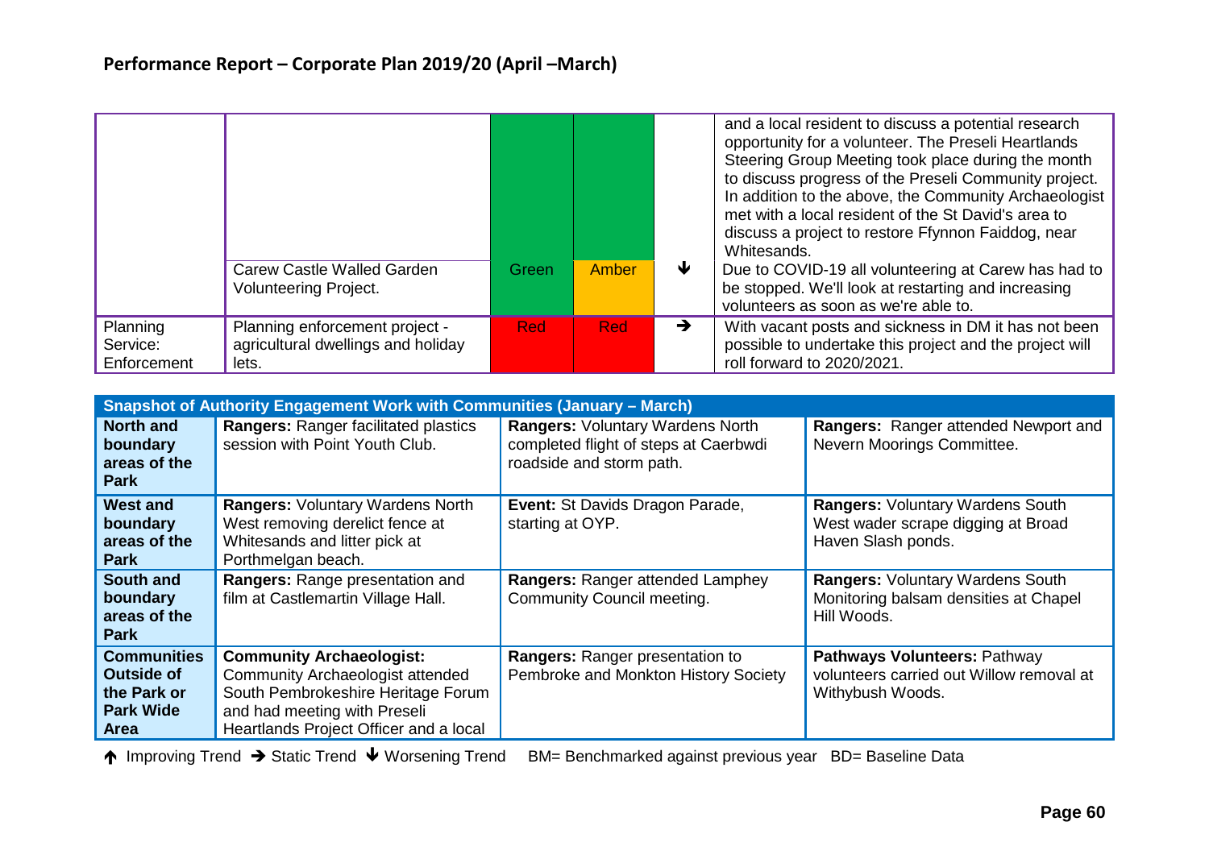## Performance Report – Corporate Plan 2019/20 (April –March)

| | | | | | |
|---|---|---|---|---|---|
| | | | | | and a local resident to discuss a potential research opportunity for a volunteer. The Preseli Heartlands Steering Group Meeting took place during the month to discuss progress of the Preseli Community project. In addition to the above, the Community Archaeologist met with a local resident of the St David's area to discuss a project to restore Ffynnon Faiddog, near Whitesands. |
| | Carew Castle Walled Garden Volunteering Project. | Green | Amber | ↓ | Due to COVID-19 all volunteering at Carew has had to be stopped. We'll look at restarting and increasing volunteers as soon as we're able to. |
| Planning Service: Enforcement | Planning enforcement project - agricultural dwellings and holiday lets. | Red | Red | → | With vacant posts and sickness in DM it has not been possible to undertake this project and the project will roll forward to 2020/2021. |

| Snapshot of Authority Engagement Work with Communities (January – March) | | | |
|---|---|---|---|
| **North and boundary areas of the Park** | **Rangers:** Ranger facilitated plastics session with Point Youth Club. | **Rangers:** Voluntary Wardens North completed flight of steps at Caerbwdi roadside and storm path. | **Rangers:** Ranger attended Newport and Nevern Moorings Committee. |
| **West and boundary areas of the Park** | **Rangers:** Voluntary Wardens North West removing derelict fence at Whitesands and litter pick at Porthmelgan beach. | **Event:** St Davids Dragon Parade, starting at OYP. | **Rangers:** Voluntary Wardens South West wader scrape digging at Broad Haven Slash ponds. |
| **South and boundary areas of the Park** | **Rangers:** Range presentation and film at Castlemartin Village Hall. | **Rangers:** Ranger attended Lamphey Community Council meeting. | **Rangers:** Voluntary Wardens South Monitoring balsam densities at Chapel Hill Woods. |
| **Communities Outside of the Park or Park Wide Area** | **Community Archaeologist:** Community Archaeologist attended South Pembrokeshire Heritage Forum and had meeting with Preseli Heartlands Project Officer and a local | **Rangers:** Ranger presentation to Pembroke and Monkton History Society | **Pathways Volunteers:** Pathway volunteers carried out Willow removal at Withybush Woods. |

↑ Improving Trend → Static Trend ↓ Worsening Trend BM= Benchmarked against previous year BD= Baseline Data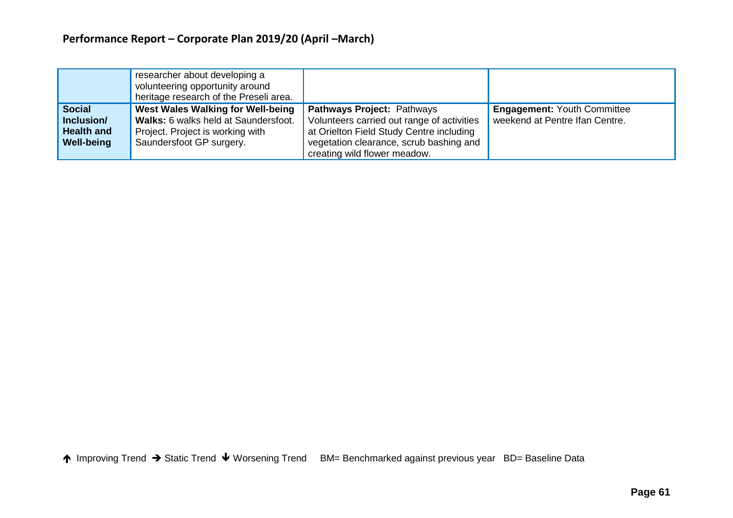## Performance Report – Corporate Plan 2019/20 (April –March)

| | | | |
|---|---|---|---|
| | researcher about developing a volunteering opportunity around heritage research of the Preseli area. | | |
| **Social Inclusion/ Health and Well-being** | **West Wales Walking for Well-being Walks:** 6 walks held at Saundersfoot. Project. Project is working with Saundersfoot GP surgery. | **Pathways Project:** Pathways Volunteers carried out range of activities at Orielton Field Study Centre including vegetation clearance, scrub bashing and creating wild flower meadow. | **Engagement:** Youth Committee weekend at Pentre Ifan Centre. |

↑ Improving Trend → Static Trend ↓ Worsening Trend BM= Benchmarked against previous year BD= Baseline Data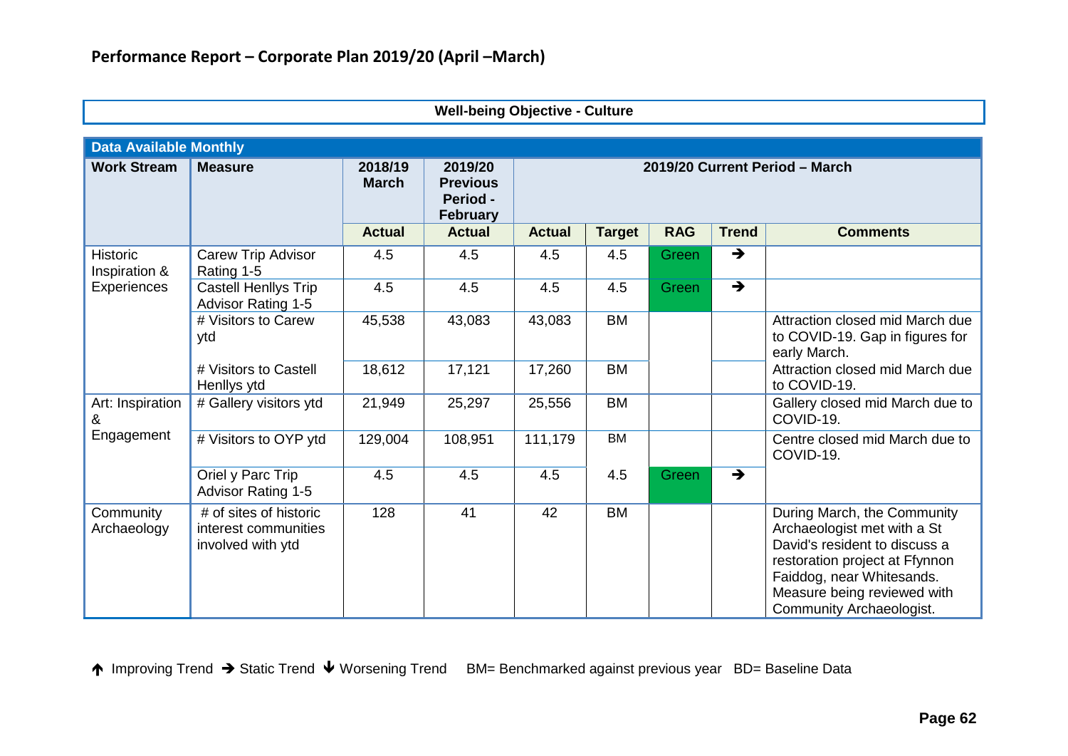## Performance Report – Corporate Plan 2019/20 (April –March)

**Well-being Objective - Culture**

| Data Available Monthly | | | | | | | | |
|---|---|---|---|---|---|---|---|---|
| **Work Stream** | **Measure** | **2018/19 March** | **2019/20 Previous Period - February** | **2019/20 Current Period – March** | | | | |
| | | **Actual** | **Actual** | **Actual** | **Target** | **RAG** | **Trend** | **Comments** |
| Historic Inspiration & Experiences | Carew Trip Advisor Rating 1-5 | 4.5 | 4.5 | 4.5 | 4.5 | Green | → | |
| | Castell Henllys Trip Advisor Rating 1-5 | 4.5 | 4.5 | 4.5 | 4.5 | Green | → | |
| | # Visitors to Carew ytd | 45,538 | 43,083 | 43,083 | BM | | | Attraction closed mid March due to COVID-19. Gap in figures for early March. |
| | # Visitors to Castell Henllys ytd | 18,612 | 17,121 | 17,260 | BM | | | Attraction closed mid March due to COVID-19. |
| Art: Inspiration & Engagement | # Gallery visitors ytd | 21,949 | 25,297 | 25,556 | BM | | | Gallery closed mid March due to COVID-19. |
| | # Visitors to OYP ytd | 129,004 | 108,951 | 111,179 | BM | | | Centre closed mid March due to COVID-19. |
| | Oriel y Parc Trip Advisor Rating 1-5 | 4.5 | 4.5 | 4.5 | 4.5 | Green | → | |
| Community Archaeology | # of sites of historic interest communities involved with ytd | 128 | 41 | 42 | BM | | | During March, the Community Archaeologist met with a St David's resident to discuss a restoration project at Ffynnon Faiddog, near Whitesands. Measure being reviewed with Community Archaeologist. |

↑ Improving Trend → Static Trend ↓ Worsening Trend BM= Benchmarked against previous year BD= Baseline Data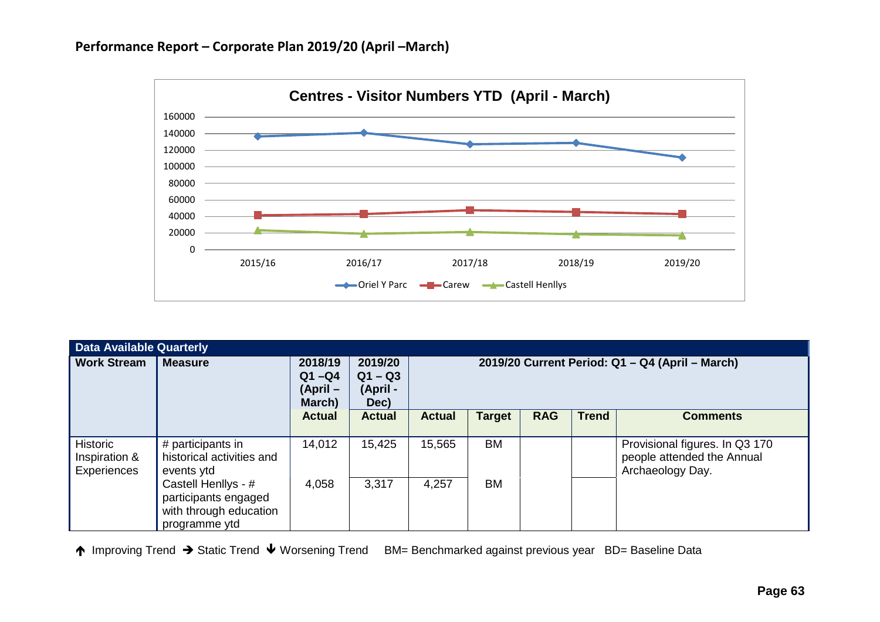## Performance Report – Corporate Plan 2019/20 (April –March)

**Centres - Visitor Numbers YTD (April - March)**

| Data Available Quarterly | | | | | | | | |
|---|---|---|---|---|---|---|---|---|
| **Work Stream** | **Measure** | **2018/19 Q1 –Q4 (April – March)** | **2019/20 Q1 – Q3 (April - Dec)** | **2019/20 Current Period: Q1 – Q4 (April – March)** | | | | |
| | | **Actual** | **Actual** | **Actual** | **Target** | **RAG** | **Trend** | **Comments** |
| Historic Inspiration & Experiences | # participants in historical activities and events ytd | 14,012 | 15,425 | 15,565 | BM | | | Provisional figures. In Q3 170 people attended the Annual Archaeology Day. |
| | Castell Henllys - # participants engaged with through education programme ytd | 4,058 | 3,317 | 4,257 | BM | | | |

↑ Improving Trend → Static Trend ↓ Worsening Trend BM= Benchmarked against previous year BD= Baseline Data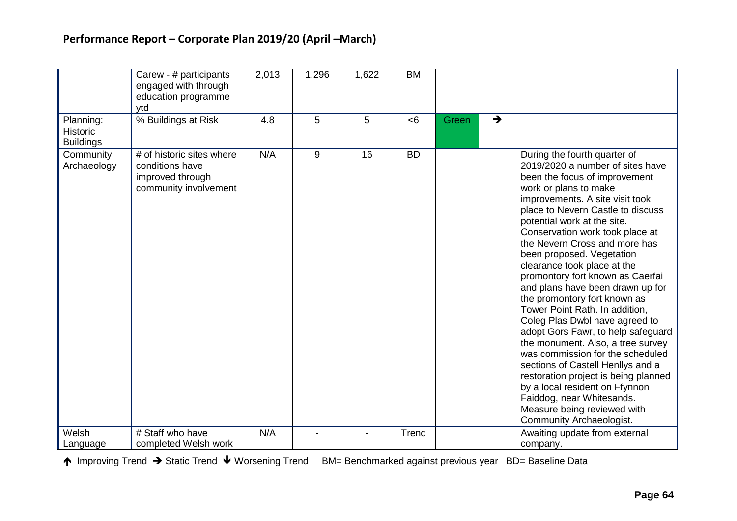## Performance Report – Corporate Plan 2019/20 (April –March)

| | | | | | | | | |
|---|---|---|---|---|---|---|---|---|
| | Carew - # participants engaged with through education programme ytd | 2,013 | 1,296 | 1,622 | BM | | | |
| Planning: Historic Buildings | % Buildings at Risk | 4.8 | 5 | 5 | <6 | Green | ➔ | |
| Community Archaeology | # of historic sites where conditions have improved through community involvement | N/A | 9 | 16 | BD | | | During the fourth quarter of 2019/2020 a number of sites have been the focus of improvement work or plans to make improvements. A site visit took place to Nevern Castle to discuss potential work at the site. Conservation work took place at the Nevern Cross and more has been proposed. Vegetation clearance took place at the promontory fort known as Caerfai and plans have been drawn up for the promontory fort known as Tower Point Rath. In addition, Coleg Plas Dwbl have agreed to adopt Gors Fawr, to help safeguard the monument. Also, a tree survey was commission for the scheduled sections of Castell Henllys and a restoration project is being planned by a local resident on Ffynnon Faiddog, near Whitesands. Measure being reviewed with Community Archaeologist. |
| Welsh Language | # Staff who have completed Welsh work | N/A | - | - | Trend | | | Awaiting update from external company. |

🡅 Improving Trend ➔ Static Trend 🡇 Worsening Trend BM= Benchmarked against previous year BD= Baseline Data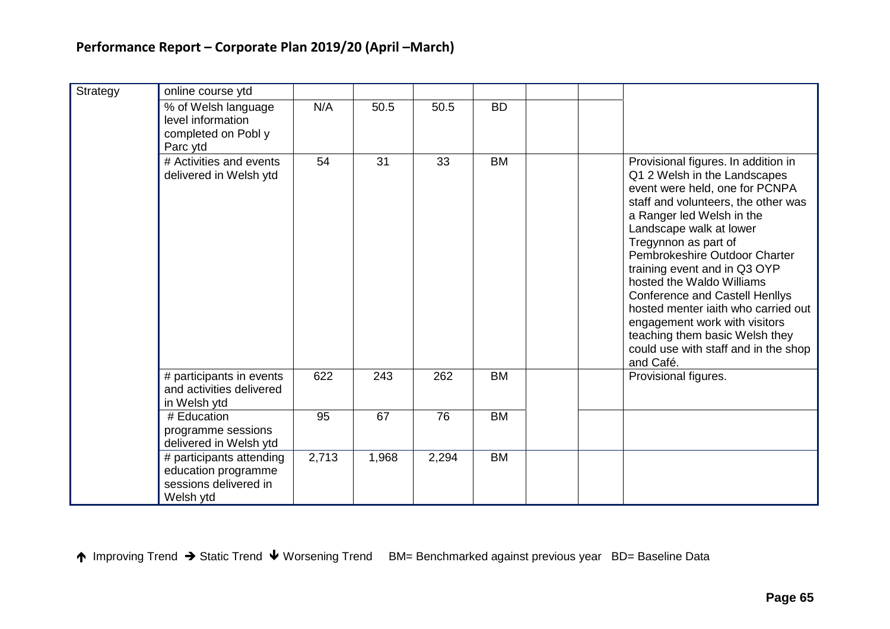## Performance Report – Corporate Plan 2019/20 (April –March)

| | | | | | | | | |
|---|---|---|---|---|---|---|---|---|
| Strategy | online course ytd | | | | | | | |
| | % of Welsh language level information completed on Pobl y Parc ytd | N/A | 50.5 | 50.5 | BD | | | |
| | # Activities and events delivered in Welsh ytd | 54 | 31 | 33 | BM | | | Provisional figures. In addition in Q1 2 Welsh in the Landscapes event were held, one for PCNPA staff and volunteers, the other was a Ranger led Welsh in the Landscape walk at lower Tregynnon as part of Pembrokeshire Outdoor Charter training event and in Q3 OYP hosted the Waldo Williams Conference and Castell Henllys hosted menter iaith who carried out engagement work with visitors teaching them basic Welsh they could use with staff and in the shop and Café. |
| | # participants in events and activities delivered in Welsh ytd | 622 | 243 | 262 | BM | | | Provisional figures. |
| | # Education programme sessions delivered in Welsh ytd | 95 | 67 | 76 | BM | | | |
| | # participants attending education programme sessions delivered in Welsh ytd | 2,713 | 1,968 | 2,294 | BM | | | |

↑ Improving Trend → Static Trend ↓ Worsening Trend BM= Benchmarked against previous year BD= Baseline Data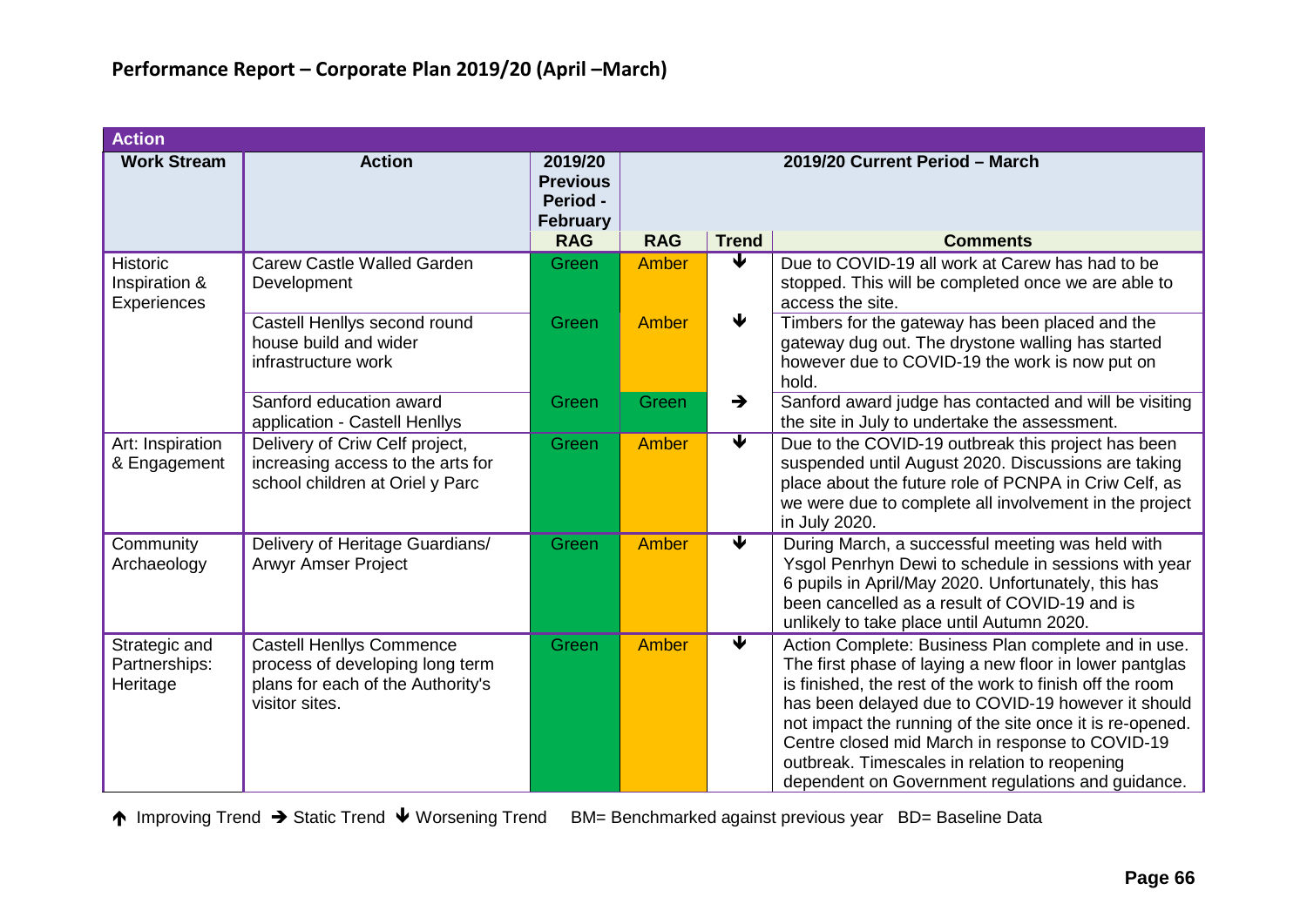## Performance Report – Corporate Plan 2019/20 (April –March)

| Action | | | | | |
|---|---|---|---|---|---|
| **Work Stream** | **Action** | **2019/20 Previous Period - February** | **2019/20 Current Period – March** | | |
| | | **RAG** | **RAG** | **Trend** | **Comments** |
| Historic Inspiration & Experiences | Carew Castle Walled Garden Development | Green | Amber | ↓ | Due to COVID-19 all work at Carew has had to be stopped. This will be completed once we are able to access the site. |
| | Castell Henllys second round house build and wider infrastructure work | Green | Amber | ↓ | Timbers for the gateway has been placed and the gateway dug out. The drystone walling has started however due to COVID-19 the work is now put on hold. |
| | Sanford education award application - Castell Henllys | Green | Green | → | Sanford award judge has contacted and will be visiting the site in July to undertake the assessment. |
| Art: Inspiration & Engagement | Delivery of Criw Celf project, increasing access to the arts for school children at Oriel y Parc | Green | Amber | ↓ | Due to the COVID-19 outbreak this project has been suspended until August 2020. Discussions are taking place about the future role of PCNPA in Criw Celf, as we were due to complete all involvement in the project in July 2020. |
| Community Archaeology | Delivery of Heritage Guardians/ Arwyr Amser Project | Green | Amber | ↓ | During March, a successful meeting was held with Ysgol Penrhyn Dewi to schedule in sessions with year 6 pupils in April/May 2020. Unfortunately, this has been cancelled as a result of COVID-19 and is unlikely to take place until Autumn 2020. |
| Strategic and Partnerships: Heritage | Castell Henllys Commence process of developing long term plans for each of the Authority's visitor sites. | Green | Amber | ↓ | Action Complete: Business Plan complete and in use. The first phase of laying a new floor in lower pantglas is finished, the rest of the work to finish off the room has been delayed due to COVID-19 however it should not impact the running of the site once it is re-opened. Centre closed mid March in response to COVID-19 outbreak. Timescales in relation to reopening dependent on Government regulations and guidance. |

↑ Improving Trend → Static Trend ↓ Worsening Trend BM= Benchmarked against previous year BD= Baseline Data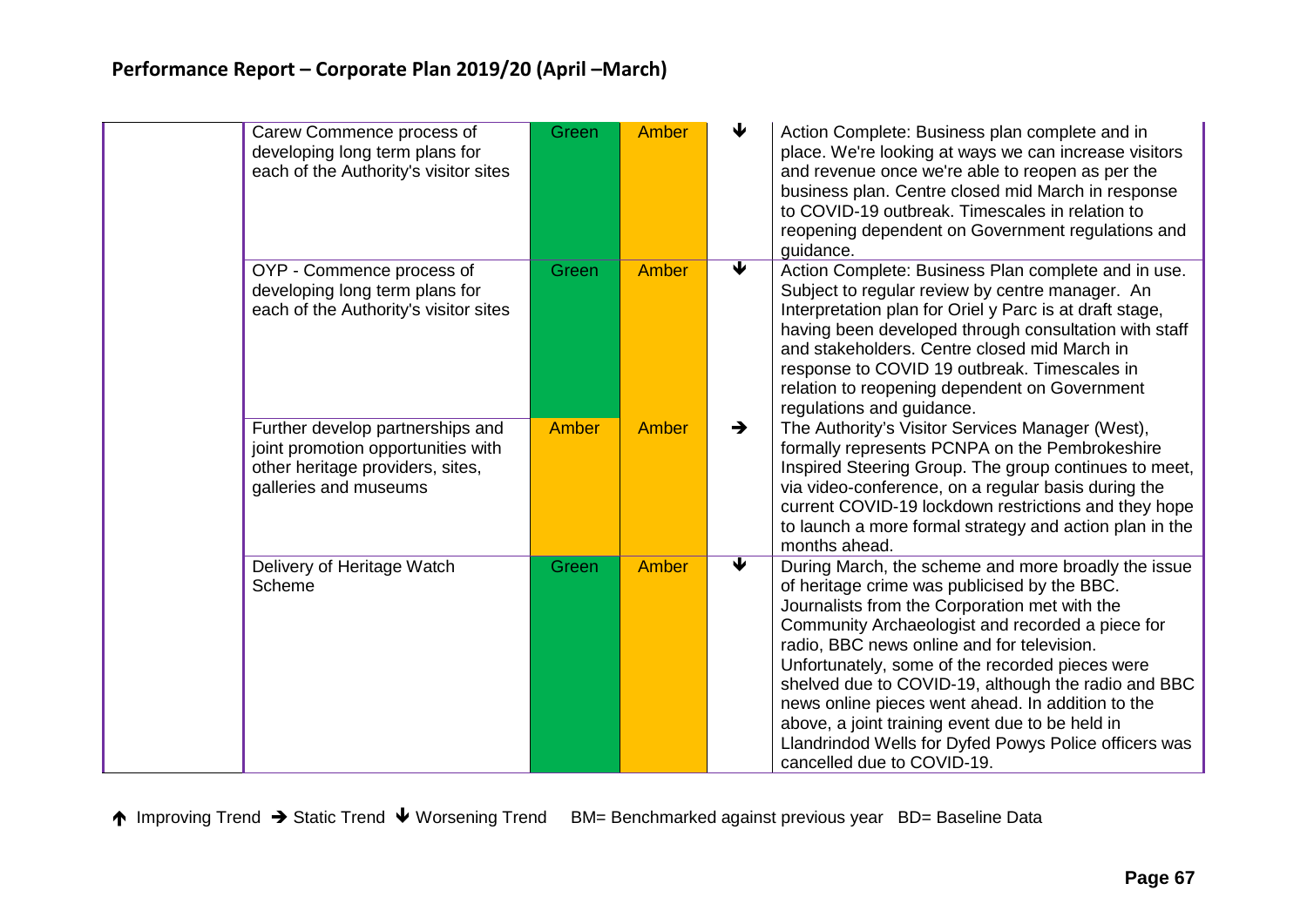## Performance Report – Corporate Plan 2019/20 (April –March)

| | | | | | |
|---|---|---|---|---|---|
| | Carew Commence process of developing long term plans for each of the Authority's visitor sites | Green | Amber | ↓ | Action Complete: Business plan complete and in place. We're looking at ways we can increase visitors and revenue once we're able to reopen as per the business plan. Centre closed mid March in response to COVID-19 outbreak. Timescales in relation to reopening dependent on Government regulations and guidance. |
| | OYP - Commence process of developing long term plans for each of the Authority's visitor sites | Green | Amber | ↓ | Action Complete: Business Plan complete and in use. Subject to regular review by centre manager. An Interpretation plan for Oriel y Parc is at draft stage, having been developed through consultation with staff and stakeholders. Centre closed mid March in response to COVID 19 outbreak. Timescales in relation to reopening dependent on Government regulations and guidance. |
| | Further develop partnerships and joint promotion opportunities with other heritage providers, sites, galleries and museums | Amber | Amber | → | The Authority's Visitor Services Manager (West), formally represents PCNPA on the Pembrokeshire Inspired Steering Group. The group continues to meet, via video-conference, on a regular basis during the current COVID-19 lockdown restrictions and they hope to launch a more formal strategy and action plan in the months ahead. |
| | Delivery of Heritage Watch Scheme | Green | Amber | ↓ | During March, the scheme and more broadly the issue of heritage crime was publicised by the BBC. Journalists from the Corporation met with the Community Archaeologist and recorded a piece for radio, BBC news online and for television. Unfortunately, some of the recorded pieces were shelved due to COVID-19, although the radio and BBC news online pieces went ahead. In addition to the above, a joint training event due to be held in Llandrindod Wells for Dyfed Powys Police officers was cancelled due to COVID-19. |

↑ Improving Trend → Static Trend ↓ Worsening Trend BM= Benchmarked against previous year BD= Baseline Data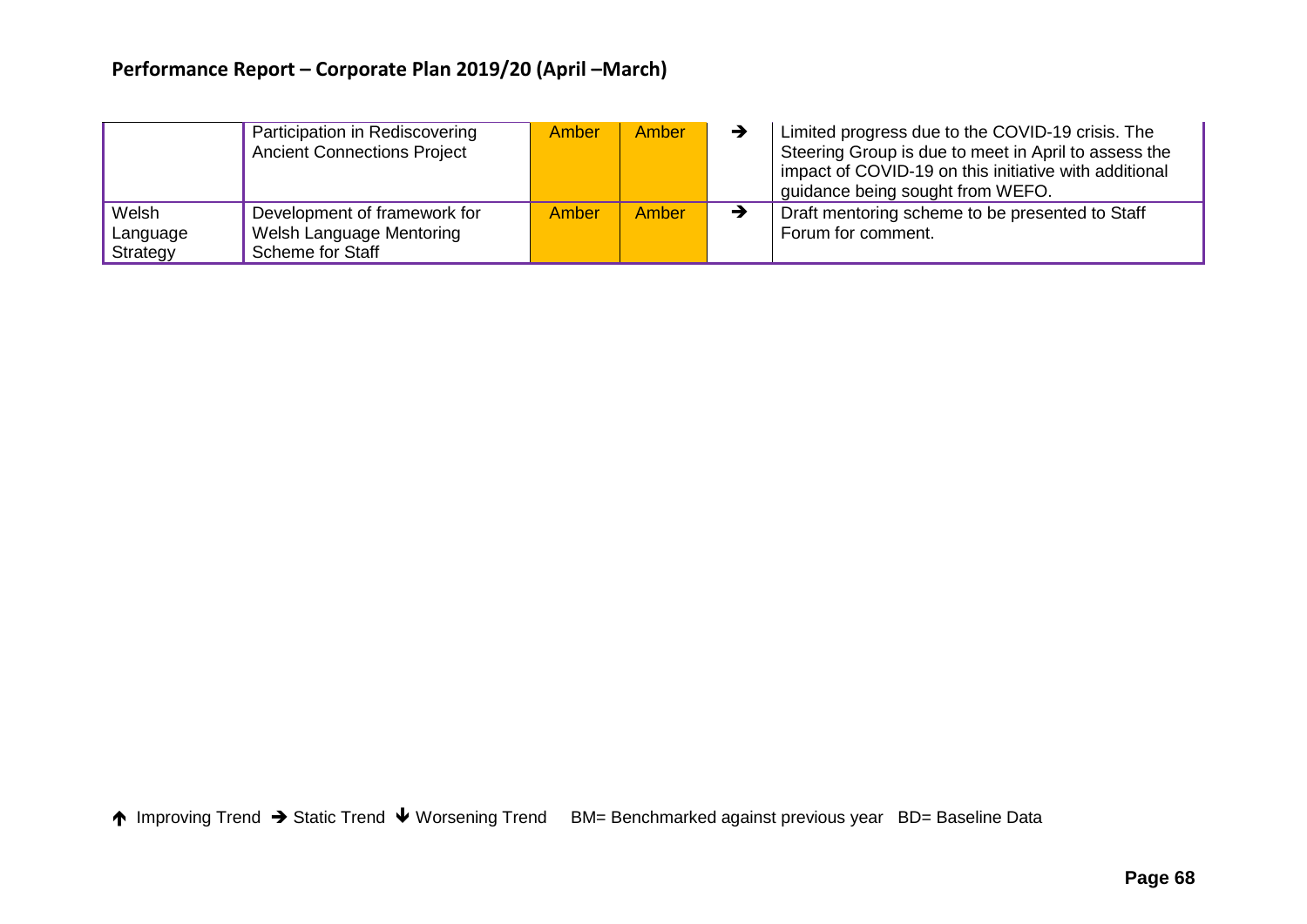| | | | | | |
|---|---|---|---|---|---|
| | Participation in Rediscovering Ancient Connections Project | Amber | Amber | ➔ | Limited progress due to the COVID-19 crisis. The Steering Group is due to meet in April to assess the impact of COVID-19 on this initiative with additional guidance being sought from WEFO. |
| Welsh Language Strategy | Development of framework for Welsh Language Mentoring Scheme for Staff | Amber | Amber | ➔ | Draft mentoring scheme to be presented to Staff Forum for comment. |

🡅 Improving Trend ➔ Static Trend 🡇 Worsening Trend BM= Benchmarked against previous year BD= Baseline Data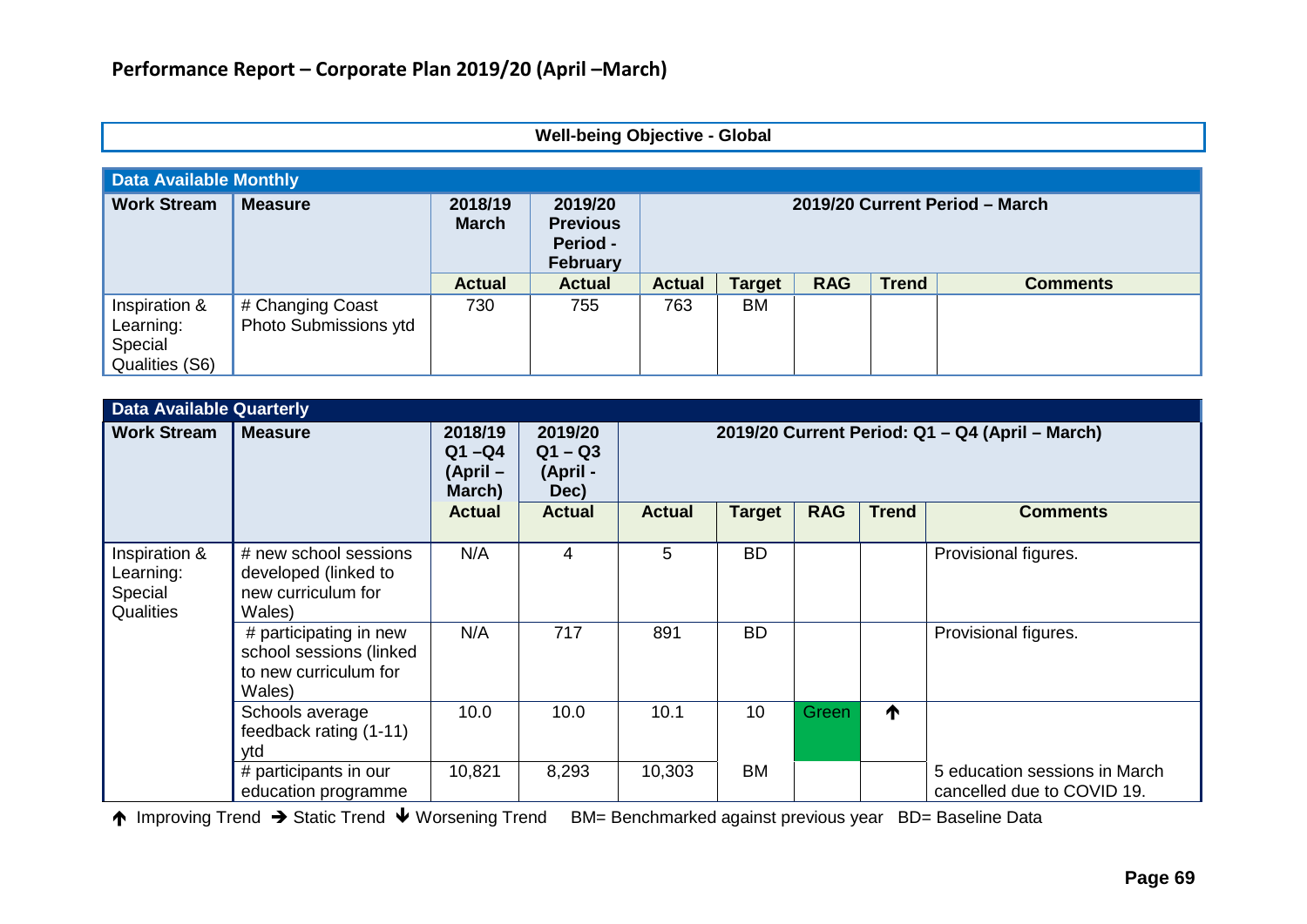## Performance Report – Corporate Plan 2019/20 (April –March)

### Well-being Objective - Global

| Data Available Monthly | | | | | | | | |
|---|---|---|---|---|---|---|---|---|
| **Work Stream** | **Measure** | **2018/19 March** | **2019/20 Previous Period - February** | **2019/20 Current Period – March** | | | | |
| | | **Actual** | **Actual** | **Actual** | **Target** | **RAG** | **Trend** | **Comments** |
| Inspiration & Learning: Special Qualities (S6) | # Changing Coast Photo Submissions ytd | 730 | 755 | 763 | BM | | | |

| Data Available Quarterly | | | | | | | | |
|---|---|---|---|---|---|---|---|---|
| **Work Stream** | **Measure** | **2018/19 Q1 –Q4 (April – March)** | **2019/20 Q1 – Q3 (April - Dec)** | **2019/20 Current Period: Q1 – Q4 (April – March)** | | | | |
| | | **Actual** | **Actual** | **Actual** | **Target** | **RAG** | **Trend** | **Comments** |
| Inspiration & Learning: Special Qualities | # new school sessions developed (linked to new curriculum for Wales) | N/A | 4 | 5 | BD | | | Provisional figures. |
| | # participating in new school sessions (linked to new curriculum for Wales) | N/A | 717 | 891 | BD | | | Provisional figures. |
| | Schools average feedback rating (1-11) ytd | 10.0 | 10.0 | 10.1 | 10 | Green | ↑ | |
| | # participants in our education programme | 10,821 | 8,293 | 10,303 | BM | | | 5 education sessions in March cancelled due to COVID 19. |

↑ Improving Trend → Static Trend ↓ Worsening Trend BM= Benchmarked against previous year BD= Baseline Data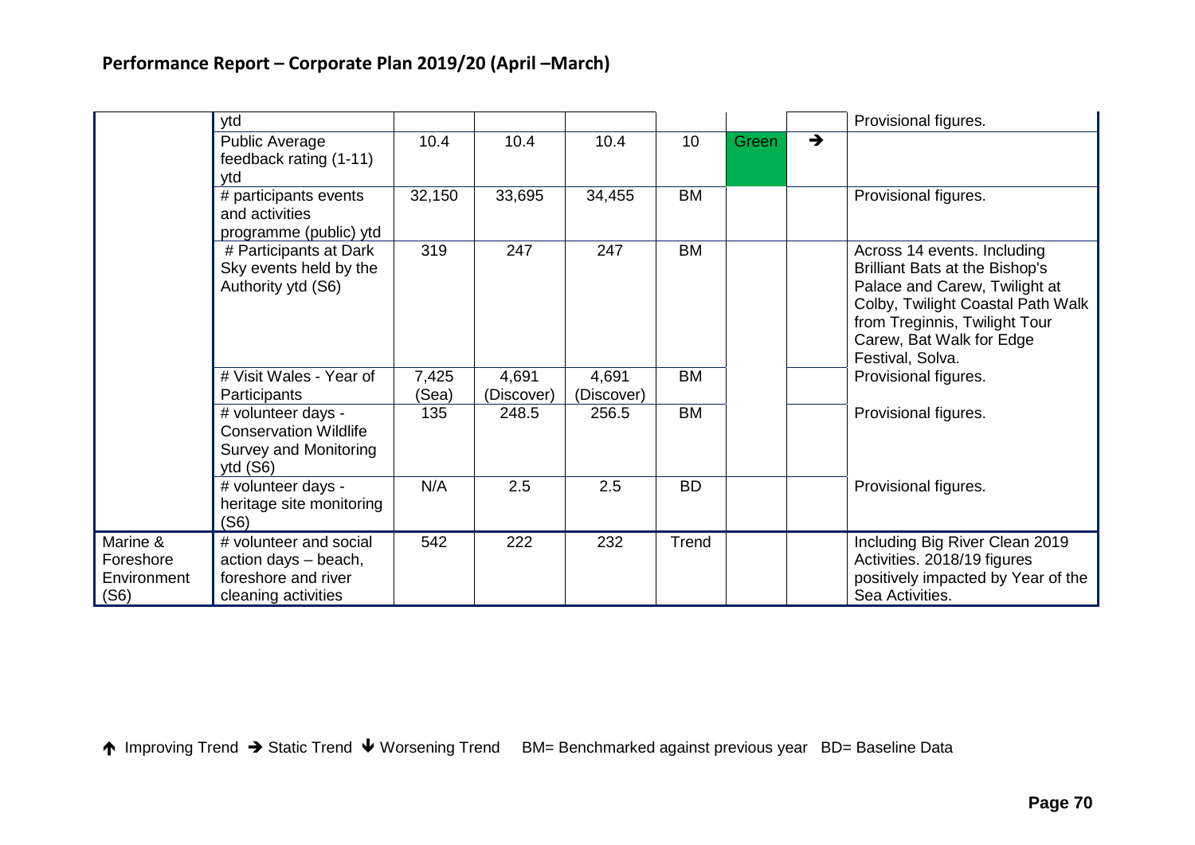## Performance Report – Corporate Plan 2019/20 (April –March)

| | | | | | | | | |
|---|---|---|---|---|---|---|---|---|
| | ytd | | | | | | | Provisional figures. |
| | Public Average feedback rating (1-11) ytd | 10.4 | 10.4 | 10.4 | 10 | Green | ➔ | |
| | # participants events and activities programme (public) ytd | 32,150 | 33,695 | 34,455 | BM | | | Provisional figures. |
| | # Participants at Dark Sky events held by the Authority ytd (S6) | 319 | 247 | 247 | BM | | | Across 14 events. Including Brilliant Bats at the Bishop's Palace and Carew, Twilight at Colby, Twilight Coastal Path Walk from Treginnis, Twilight Tour Carew, Bat Walk for Edge Festival, Solva. |
| | # Visit Wales - Year of Participants | 7,425 (Sea) | 4,691 (Discover) | 4,691 (Discover) | BM | | | Provisional figures. |
| | # volunteer days - Conservation Wildlife Survey and Monitoring ytd (S6) | 135 | 248.5 | 256.5 | BM | | | Provisional figures. |
| | # volunteer days - heritage site monitoring (S6) | N/A | 2.5 | 2.5 | BD | | | Provisional figures. |
| Marine & Foreshore Environment (S6) | # volunteer and social action days – beach, foreshore and river cleaning activities | 542 | 222 | 232 | Trend | | | Including Big River Clean 2019 Activities. 2018/19 figures positively impacted by Year of the Sea Activities. |

🡡 Improving Trend ➔ Static Trend 🡣 Worsening Trend BM= Benchmarked against previous year BD= Baseline Data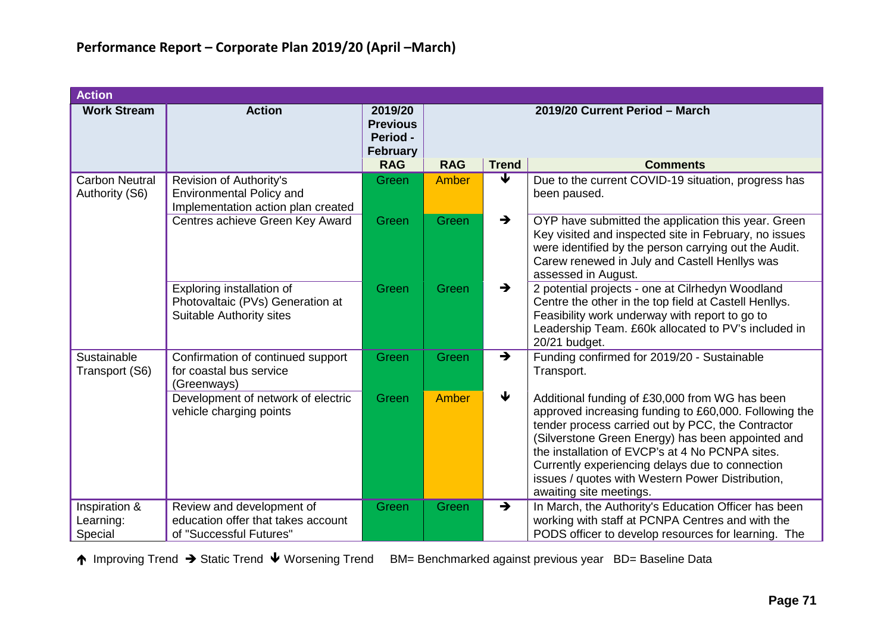## Performance Report – Corporate Plan 2019/20 (April –March)

| Action | | | | | |
|---|---|---|---|---|---|
| **Work Stream** | **Action** | **2019/20 Previous Period - February** | **2019/20 Current Period – March** | | |
| | | **RAG** | **RAG** | **Trend** | **Comments** |
| Carbon Neutral Authority (S6) | Revision of Authority's Environmental Policy and Implementation action plan created | Green | Amber | ↓ | Due to the current COVID-19 situation, progress has been paused. |
| | Centres achieve Green Key Award | Green | Green | → | OYP have submitted the application this year. Green Key visited and inspected site in February, no issues were identified by the person carrying out the Audit. Carew renewed in July and Castell Henllys was assessed in August. |
| | Exploring installation of Photovaltaic (PVs) Generation at Suitable Authority sites | Green | Green | → | 2 potential projects - one at Cilrhedyn Woodland Centre the other in the top field at Castell Henllys. Feasibility work underway with report to go to Leadership Team. £60k allocated to PV's included in 20/21 budget. |
| Sustainable Transport (S6) | Confirmation of continued support for coastal bus service (Greenways) | Green | Green | → | Funding confirmed for 2019/20 - Sustainable Transport. |
| | Development of network of electric vehicle charging points | Green | Amber | ↓ | Additional funding of £30,000 from WG has been approved increasing funding to £60,000. Following the tender process carried out by PCC, the Contractor (Silverstone Green Energy) has been appointed and the installation of EVCP's at 4 No PCNPA sites. Currently experiencing delays due to connection issues / quotes with Western Power Distribution, awaiting site meetings. |
| Inspiration & Learning: Special | Review and development of education offer that takes account of "Successful Futures" | Green | Green | → | In March, the Authority's Education Officer has been working with staff at PCNPA Centres and with the PODS officer to develop resources for learning. The |

↑ Improving Trend → Static Trend ↓ Worsening Trend BM= Benchmarked against previous year BD= Baseline Data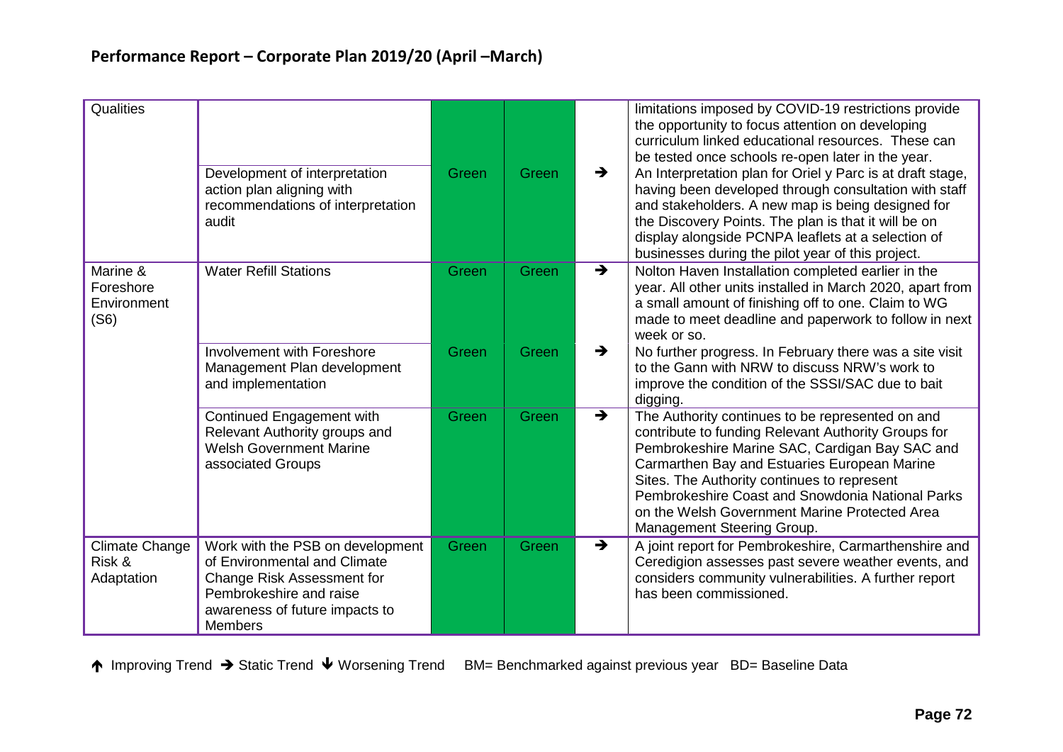# Performance Report – Corporate Plan 2019/20 (April –March)

| | | | | | |
|---|---|---|---|---|---|
| Qualities | | | | | limitations imposed by COVID-19 restrictions provide the opportunity to focus attention on developing curriculum linked educational resources. These can be tested once schools re-open later in the year. |
| | Development of interpretation action plan aligning with recommendations of interpretation audit | Green | Green | ➔ | An Interpretation plan for Oriel y Parc is at draft stage, having been developed through consultation with staff and stakeholders. A new map is being designed for the Discovery Points. The plan is that it will be on display alongside PCNPA leaflets at a selection of businesses during the pilot year of this project. |
| Marine & Foreshore Environment (S6) | Water Refill Stations | Green | Green | ➔ | Nolton Haven Installation completed earlier in the year. All other units installed in March 2020, apart from a small amount of finishing off to one. Claim to WG made to meet deadline and paperwork to follow in next week or so. |
| | Involvement with Foreshore Management Plan development and implementation | Green | Green | ➔ | No further progress. In February there was a site visit to the Gann with NRW to discuss NRW's work to improve the condition of the SSSI/SAC due to bait digging. |
| | Continued Engagement with Relevant Authority groups and Welsh Government Marine associated Groups | Green | Green | ➔ | The Authority continues to be represented on and contribute to funding Relevant Authority Groups for Pembrokeshire Marine SAC, Cardigan Bay SAC and Carmarthen Bay and Estuaries European Marine Sites. The Authority continues to represent Pembrokeshire Coast and Snowdonia National Parks on the Welsh Government Marine Protected Area Management Steering Group. |
| Climate Change Risk & Adaptation | Work with the PSB on development of Environmental and Climate Change Risk Assessment for Pembrokeshire and raise awareness of future impacts to Members | Green | Green | ➔ | A joint report for Pembrokeshire, Carmarthenshire and Ceredigion assesses past severe weather events, and considers community vulnerabilities. A further report has been commissioned. |

↑ Improving Trend ➔ Static Trend ↓ Worsening Trend BM= Benchmarked against previous year BD= Baseline Data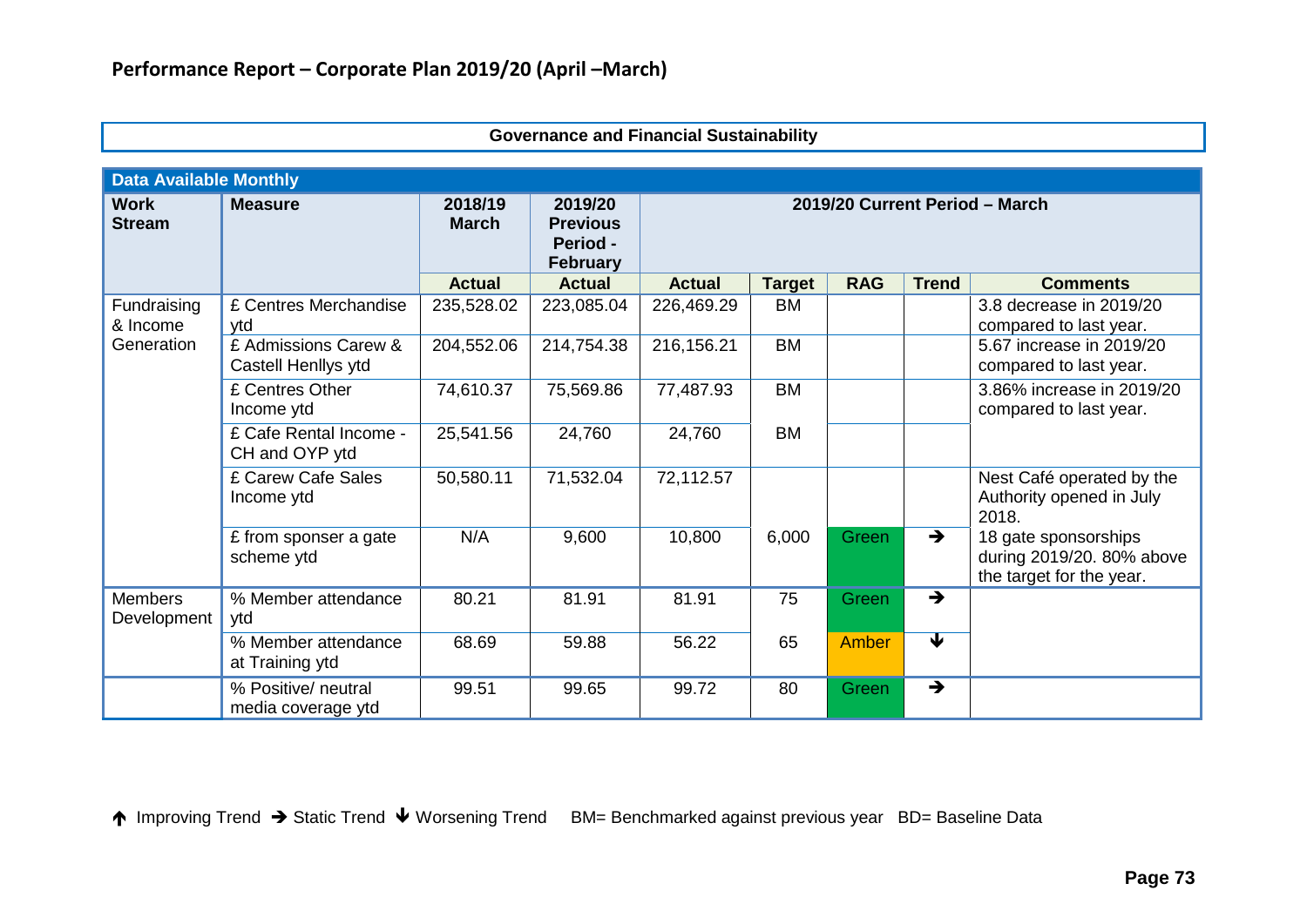## Performance Report – Corporate Plan 2019/20 (April –March)

**Governance and Financial Sustainability**

| Data Available Monthly | | | | | | | | |
|---|---|---|---|---|---|---|---|---|
| **Work Stream** | **Measure** | **2018/19 March** | **2019/20 Previous Period - February** | **2019/20 Current Period – March** | | | | |
| | | **Actual** | **Actual** | **Actual** | **Target** | **RAG** | **Trend** | **Comments** |
| Fundraising & Income Generation | £ Centres Merchandise ytd | 235,528.02 | 223,085.04 | 226,469.29 | BM | | | 3.8 decrease in 2019/20 compared to last year. |
| | £ Admissions Carew & Castell Henllys ytd | 204,552.06 | 214,754.38 | 216,156.21 | BM | | | 5.67 increase in 2019/20 compared to last year. |
| | £ Centres Other Income ytd | 74,610.37 | 75,569.86 | 77,487.93 | BM | | | 3.86% increase in 2019/20 compared to last year. |
| | £ Cafe Rental Income - CH and OYP ytd | 25,541.56 | 24,760 | 24,760 | BM | | | |
| | £ Carew Cafe Sales Income ytd | 50,580.11 | 71,532.04 | 72,112.57 | | | | Nest Café operated by the Authority opened in July 2018. |
| | £ from sponser a gate scheme ytd | N/A | 9,600 | 10,800 | 6,000 | Green | → | 18 gate sponsorships during 2019/20. 80% above the target for the year. |
| Members Development | % Member attendance ytd | 80.21 | 81.91 | 81.91 | 75 | Green | → | |
| | % Member attendance at Training ytd | 68.69 | 59.88 | 56.22 | 65 | Amber | ↓ | |
| | % Positive/ neutral media coverage ytd | 99.51 | 99.65 | 99.72 | 80 | Green | → | |

↑ Improving Trend → Static Trend ↓ Worsening Trend BM= Benchmarked against previous year BD= Baseline Data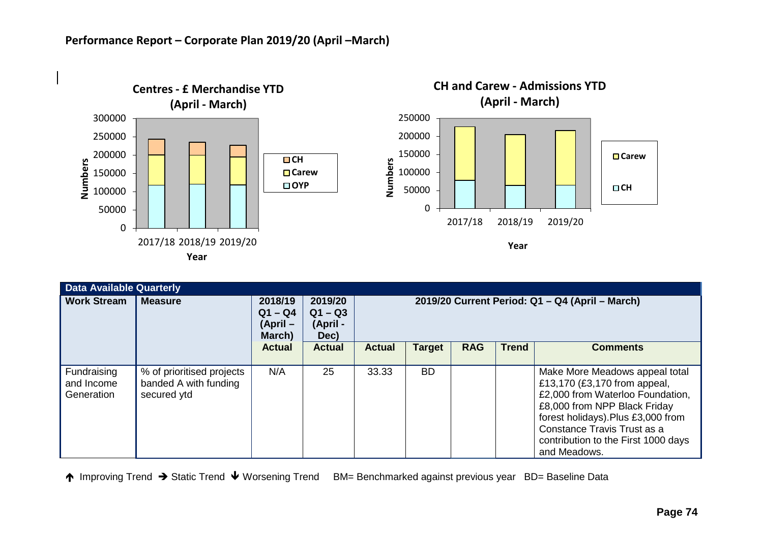## Performance Report – Corporate Plan 2019/20 (April –March)

**Centres - £ Merchandise YTD (April - March)**

**CH and Carew - Admissions YTD (April - March)**

| Data Available Quarterly | | | | | | | | |
|---|---|---|---|---|---|---|---|---|
| **Work Stream** | **Measure** | **2018/19 Q1 – Q4 (April – March)** | **2019/20 Q1 – Q3 (April - Dec)** | **2019/20 Current Period: Q1 – Q4 (April – March)** | | | | |
| | | **Actual** | **Actual** | **Actual** | **Target** | **RAG** | **Trend** | **Comments** |
| Fundraising and Income Generation | % of prioritised projects banded A with funding secured ytd | N/A | 25 | 33.33 | BD | | | Make More Meadows appeal total £13,170 (£3,170 from appeal, £2,000 from Waterloo Foundation, £8,000 from NPP Black Friday forest holidays).Plus £3,000 from Constance Travis Trust as a contribution to the First 1000 days and Meadows. |

↑ Improving Trend → Static Trend ↓ Worsening Trend BM= Benchmarked against previous year BD= Baseline Data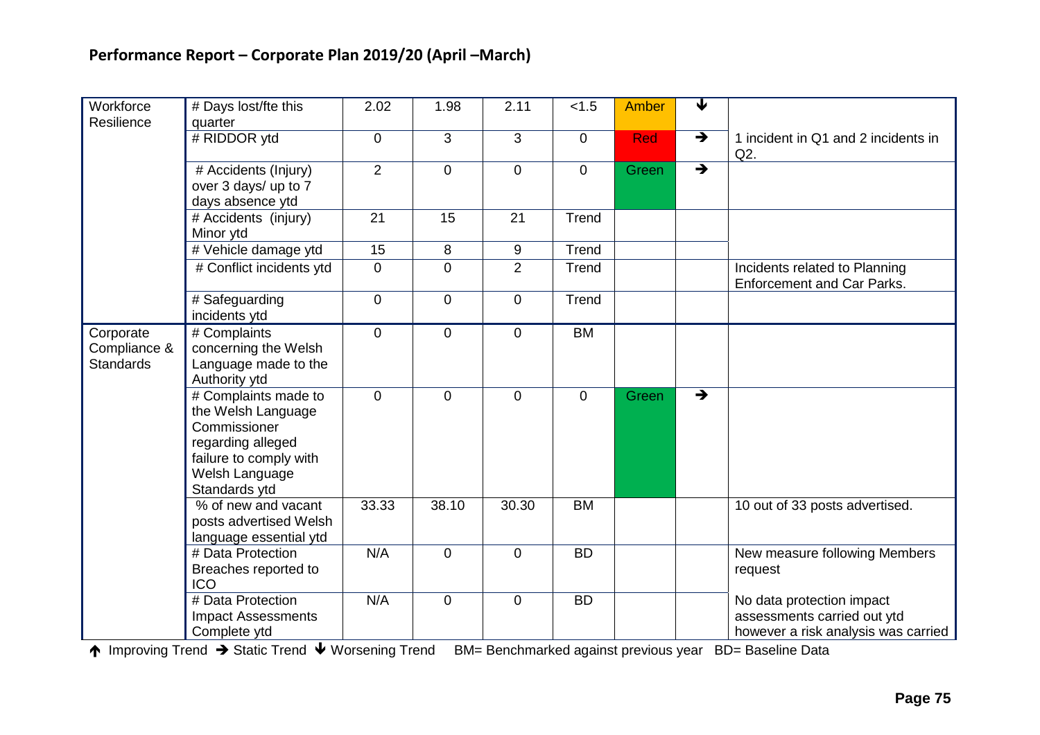## Performance Report – Corporate Plan 2019/20 (April –March)

| | | | | | | | | |
|---|---|---|---|---|---|---|---|---|
| Workforce Resilience | # Days lost/fte this quarter | 2.02 | 1.98 | 2.11 | <1.5 | Amber | ↓ | |
| | # RIDDOR ytd | 0 | 3 | 3 | 0 | Red | → | 1 incident in Q1 and 2 incidents in Q2. |
| | # Accidents (Injury) over 3 days/ up to 7 days absence ytd | 2 | 0 | 0 | 0 | Green | → | |
| | # Accidents (injury) Minor ytd | 21 | 15 | 21 | Trend | | | |
| | # Vehicle damage ytd | 15 | 8 | 9 | Trend | | | |
| | # Conflict incidents ytd | 0 | 0 | 2 | Trend | | | Incidents related to Planning Enforcement and Car Parks. |
| | # Safeguarding incidents ytd | 0 | 0 | 0 | Trend | | | |
| Corporate Compliance & Standards | # Complaints concerning the Welsh Language made to the Authority ytd | 0 | 0 | 0 | BM | | | |
| | # Complaints made to the Welsh Language Commissioner regarding alleged failure to comply with Welsh Language Standards ytd | 0 | 0 | 0 | 0 | Green | → | |
| | % of new and vacant posts advertised Welsh language essential ytd | 33.33 | 38.10 | 30.30 | BM | | | 10 out of 33 posts advertised. |
| | # Data Protection Breaches reported to ICO | N/A | 0 | 0 | BD | | | New measure following Members request |
| | # Data Protection Impact Assessments Complete ytd | N/A | 0 | 0 | BD | | | No data protection impact assessments carried out ytd however a risk analysis was carried |

↑ Improving Trend → Static Trend ↓ Worsening Trend BM= Benchmarked against previous year BD= Baseline Data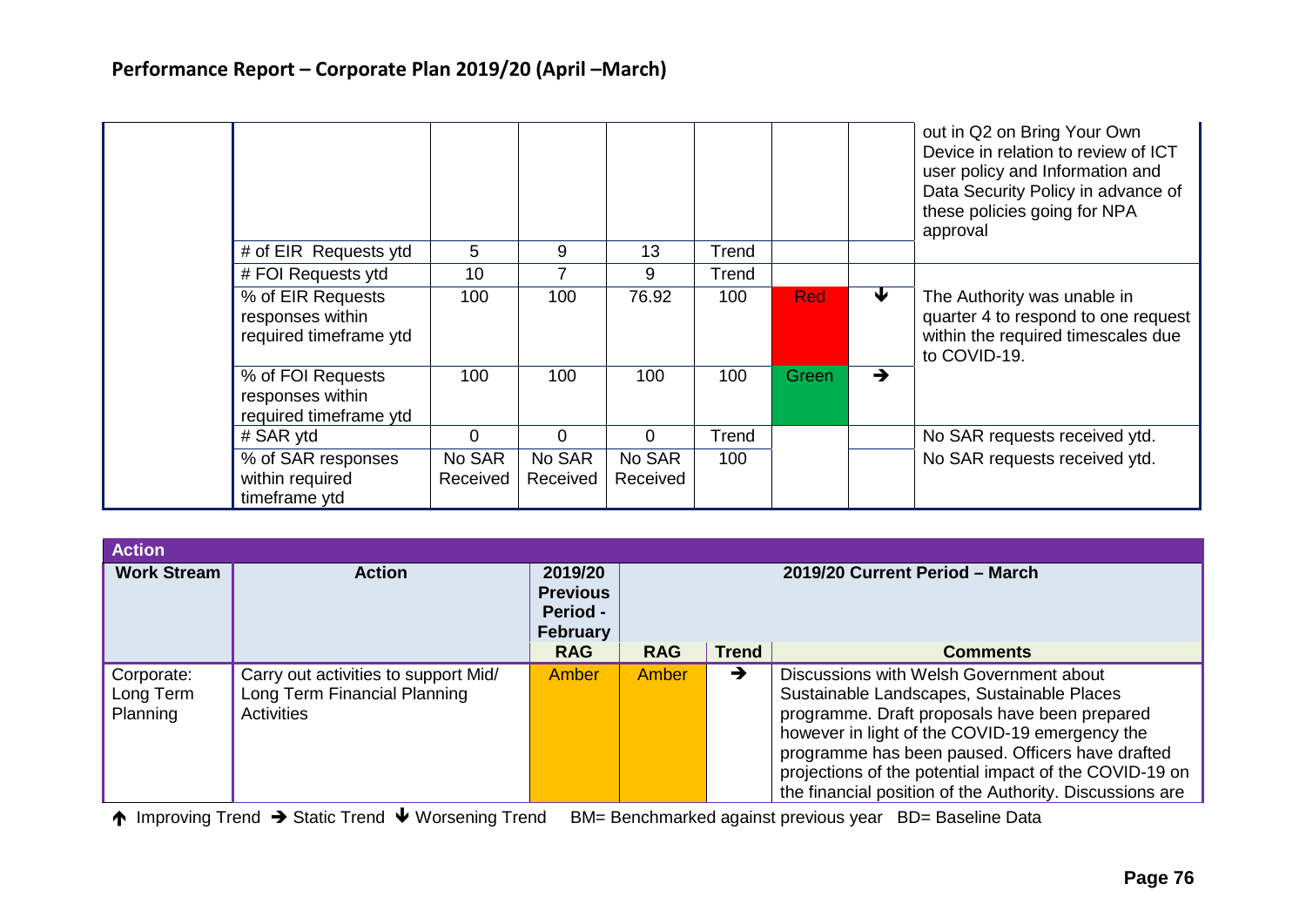## Performance Report – Corporate Plan 2019/20 (April –March)

| | | | | | | | | |
|---|---|---|---|---|---|---|---|---|
| | | | | | | | | out in Q2 on Bring Your Own Device in relation to review of ICT user policy and Information and Data Security Policy in advance of these policies going for NPA approval |
| | # of EIR Requests ytd | 5 | 9 | 13 | Trend | | | |
| | # FOI Requests ytd | 10 | 7 | 9 | Trend | | | |
| | % of EIR Requests responses within required timeframe ytd | 100 | 100 | 76.92 | 100 | Red | ↓ | The Authority was unable in quarter 4 to respond to one request within the required timescales due to COVID-19. |
| | % of FOI Requests responses within required timeframe ytd | 100 | 100 | 100 | 100 | Green | → | |
| | # SAR ytd | 0 | 0 | 0 | Trend | | | No SAR requests received ytd. |
| | % of SAR responses within required timeframe ytd | No SAR Received | No SAR Received | No SAR Received | 100 | | | No SAR requests received ytd. |

| Action | | | | | |
|---|---|---|---|---|---|
| **Work Stream** | **Action** | **2019/20 Previous Period - February** | **2019/20 Current Period – March** | | |
| | | **RAG** | **RAG** | **Trend** | **Comments** |
| Corporate: Long Term Planning | Carry out activities to support Mid/ Long Term Financial Planning Activities | Amber | Amber | → | Discussions with Welsh Government about Sustainable Landscapes, Sustainable Places programme. Draft proposals have been prepared however in light of the COVID-19 emergency the programme has been paused. Officers have drafted projections of the potential impact of the COVID-19 on the financial position of the Authority. Discussions are |

↑ Improving Trend → Static Trend ↓ Worsening Trend BM= Benchmarked against previous year BD= Baseline Data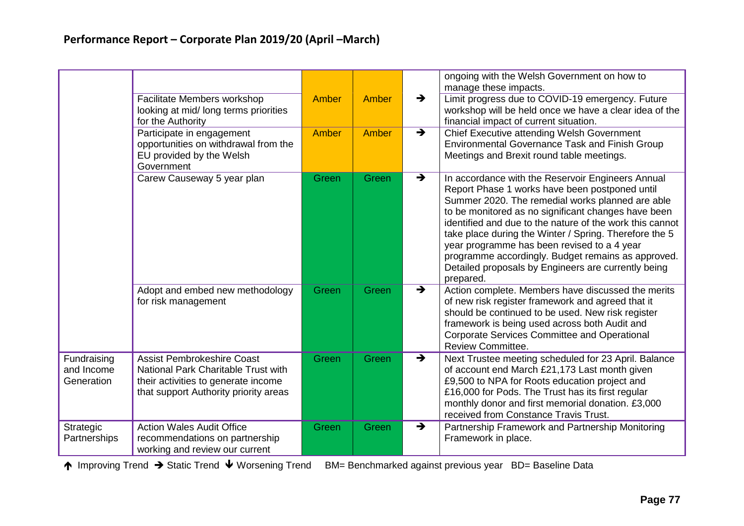## Performance Report – Corporate Plan 2019/20 (April –March)

| | | | | | |
|---|---|---|---|---|---|
| | | | | | ongoing with the Welsh Government on how to manage these impacts. |
| | Facilitate Members workshop looking at mid/ long terms priorities for the Authority | Amber | Amber | → | Limit progress due to COVID-19 emergency. Future workshop will be held once we have a clear idea of the financial impact of current situation. |
| | Participate in engagement opportunities on withdrawal from the EU provided by the Welsh Government | Amber | Amber | → | Chief Executive attending Welsh Government Environmental Governance Task and Finish Group Meetings and Brexit round table meetings. |
| | Carew Causeway 5 year plan | Green | Green | → | In accordance with the Reservoir Engineers Annual Report Phase 1 works have been postponed until Summer 2020. The remedial works planned are able to be monitored as no significant changes have been identified and due to the nature of the work this cannot take place during the Winter / Spring. Therefore the 5 year programme has been revised to a 4 year programme accordingly. Budget remains as approved. Detailed proposals by Engineers are currently being prepared. |
| | Adopt and embed new methodology for risk management | Green | Green | → | Action complete. Members have discussed the merits of new risk register framework and agreed that it should be continued to be used. New risk register framework is being used across both Audit and Corporate Services Committee and Operational Review Committee. |
| Fundraising and Income Generation | Assist Pembrokeshire Coast National Park Charitable Trust with their activities to generate income that support Authority priority areas | Green | Green | → | Next Trustee meeting scheduled for 23 April. Balance of account end March £21,173 Last month given £9,500 to NPA for Roots education project and £16,000 for Pods. The Trust has its first regular monthly donor and first memorial donation. £3,000 received from Constance Travis Trust. |
| Strategic Partnerships | Action Wales Audit Office recommendations on partnership working and review our current | Green | Green | → | Partnership Framework and Partnership Monitoring Framework in place. |

↑ Improving Trend → Static Trend ↓ Worsening Trend BM= Benchmarked against previous year BD= Baseline Data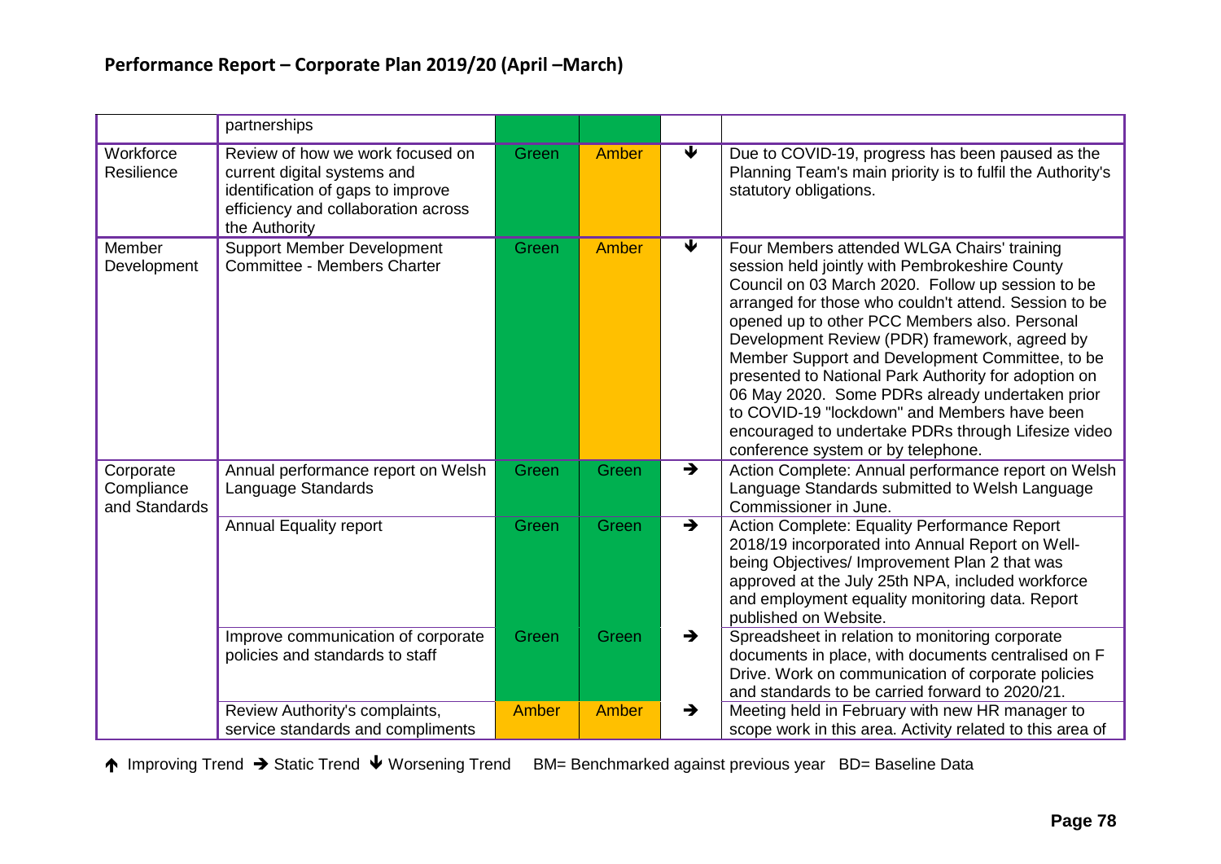## Performance Report – Corporate Plan 2019/20 (April –March)

| | | | | | |
|---|---|---|---|---|---|
| | partnerships | | | | |
| Workforce Resilience | Review of how we work focused on current digital systems and identification of gaps to improve efficiency and collaboration across the Authority | Green | Amber | ↓ | Due to COVID-19, progress has been paused as the Planning Team's main priority is to fulfil the Authority's statutory obligations. |
| Member Development | Support Member Development Committee - Members Charter | Green | Amber | ↓ | Four Members attended WLGA Chairs' training session held jointly with Pembrokeshire County Council on 03 March 2020. Follow up session to be arranged for those who couldn't attend. Session to be opened up to other PCC Members also. Personal Development Review (PDR) framework, agreed by Member Support and Development Committee, to be presented to National Park Authority for adoption on 06 May 2020. Some PDRs already undertaken prior to COVID-19 "lockdown" and Members have been encouraged to undertake PDRs through Lifesize video conference system or by telephone. |
| Corporate Compliance and Standards | Annual performance report on Welsh Language Standards | Green | Green | → | Action Complete: Annual performance report on Welsh Language Standards submitted to Welsh Language Commissioner in June. |
| | Annual Equality report | Green | Green | → | Action Complete: Equality Performance Report 2018/19 incorporated into Annual Report on Well-being Objectives/ Improvement Plan 2 that was approved at the July 25th NPA, included workforce and employment equality monitoring data. Report published on Website. |
| | Improve communication of corporate policies and standards to staff | Green | Green | → | Spreadsheet in relation to monitoring corporate documents in place, with documents centralised on F Drive. Work on communication of corporate policies and standards to be carried forward to 2020/21. |
| | Review Authority's complaints, service standards and compliments | Amber | Amber | → | Meeting held in February with new HR manager to scope work in this area. Activity related to this area of |

↑ Improving Trend → Static Trend ↓ Worsening Trend BM= Benchmarked against previous year BD= Baseline Data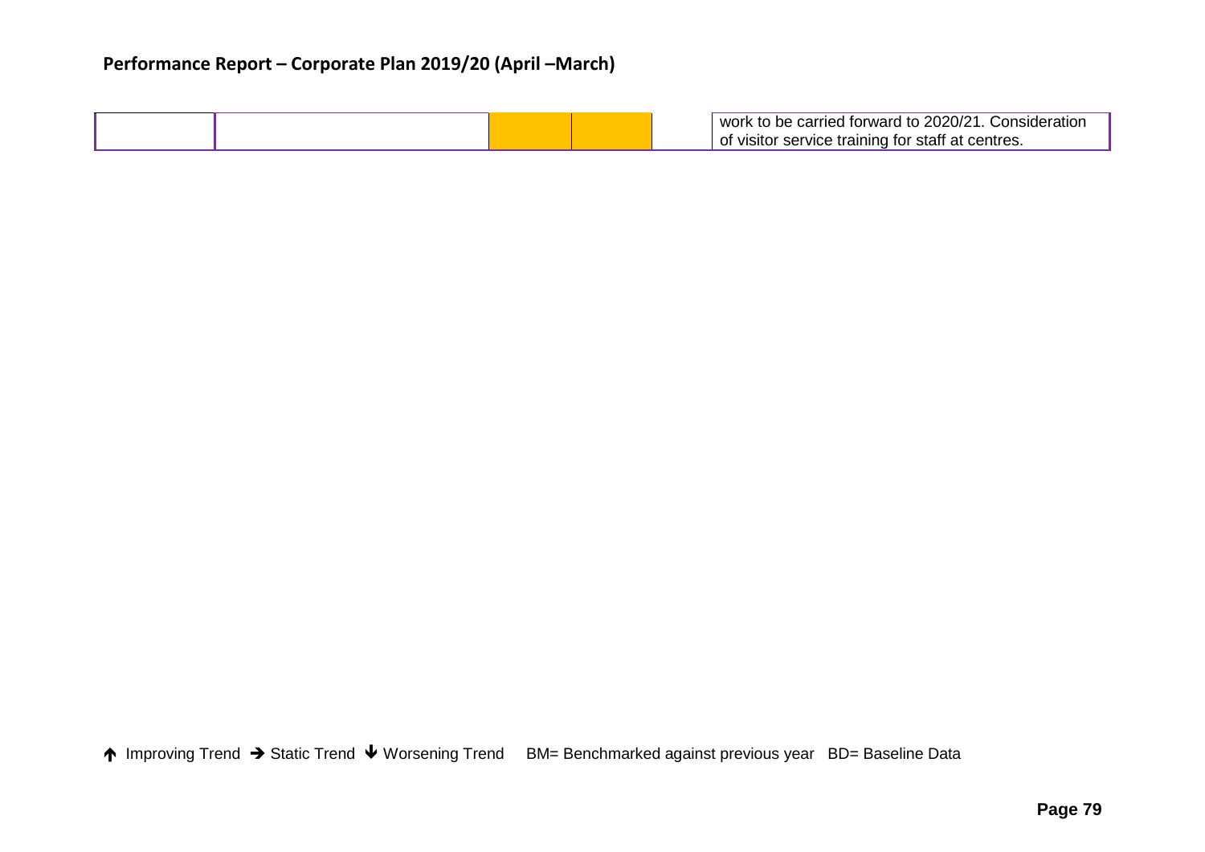## Performance Report – Corporate Plan 2019/20 (April –March)

| | | | | | |
|---|---|---|---|---|---|
| | | | | | work to be carried forward to 2020/21. Consideration of visitor service training for staff at centres. |

↑ Improving Trend → Static Trend ↓ Worsening Trend BM= Benchmarked against previous year BD= Baseline Data